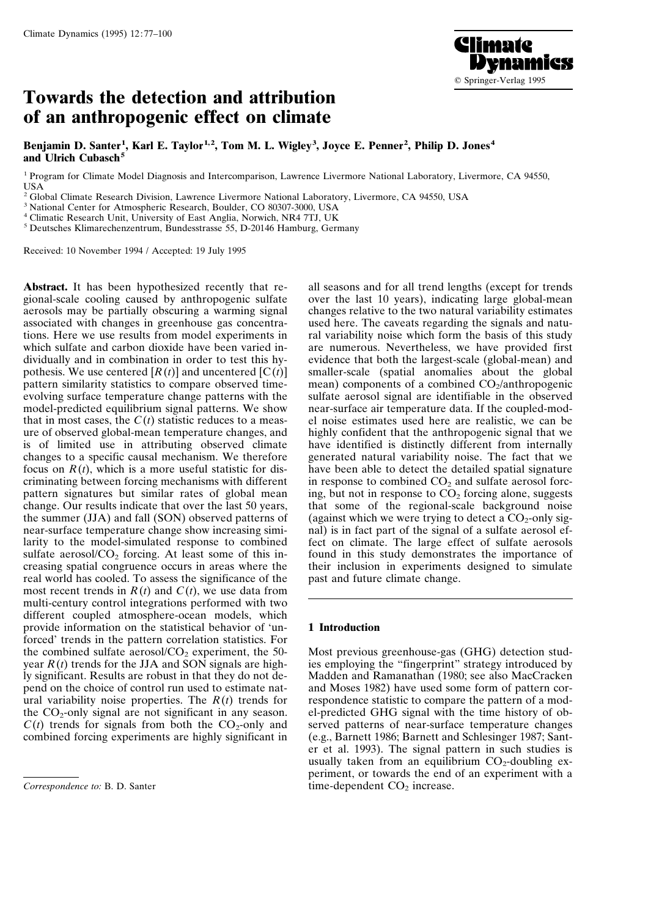# Towards the detection and attribution of an anthropogenic effect on climate

**Benjamin D. Santer[1], Karl E. Taylor[1,2], Tom M. L. Wigley[3], Joyce E. Penner[2], Philip D. Jones[4] and Ulrich Cubasch[5]**

[1] Program for Climate Model Diagnosis and Intercomparison, Lawrence Livermore National Laboratory, Livermore, CA 94550, USA

[2] Global Climate Research Division, Lawrence Livermore National Laboratory, Livermore, CA 94550, USA

[3] National Center for Atmospheric Research, Boulder, CO 80307-3000, USA

[4] Climatic Research Unit, University of East Anglia, Norwich, NR4 7TJ, UK

[5] Deutsches Klimarechenzentrum, Bundesstrasse 55, D-20146 Hamburg, Germany

Received: 10 November 1994 / Accepted: 19 July 1995

**Abstract.** It has been hypothesized recently that regional-scale cooling caused by anthropogenic sulfate aerosols may be partially obscuring a warming signal associated with changes in greenhouse gas concentrations. Here we use results from model experiments in which sulfate and carbon dioxide have been varied individually and in combination in order to test this hypothesis. We use centered [$R(t)$] and uncentered [$C(t)$] pattern similarity statistics to compare observed time-evolving surface temperature change patterns with the model-predicted equilibrium signal patterns. We show that in most cases, the $C(t)$ statistic reduces to a measure of observed global-mean temperature changes, and is of limited use in attributing observed climate changes to a specific causal mechanism. We therefore focus on $R(t)$, which is a more useful statistic for discriminating between forcing mechanisms with different pattern signatures but similar rates of global mean change. Our results indicate that over the last 50 years, the summer (JJA) and fall (SON) observed patterns of near-surface temperature change show increasing similarity to the model-simulated response to combined sulfate aerosol/$CO_2$ forcing. At least some of this increasing spatial congruence occurs in areas where the real world has cooled. To assess the significance of the most recent trends in $R(t)$ and $C(t)$, we use data from multi-century control integrations performed with two different coupled atmosphere-ocean models, which provide information on the statistical behavior of 'unforced' trends in the pattern correlation statistics. For the combined sulfate aerosol/$CO_2$ experiment, the 50-year $R(t)$ trends for the JJA and SON signals are highly significant. Results are robust in that they do not depend on the choice of control run used to estimate natural variability noise properties. The $R(t)$ trends for the $CO_2$-only signal are not significant in any season. $C(t)$ trends for signals from both the $CO_2$-only and combined forcing experiments are highly significant in all seasons and for all trend lengths (except for trends over the last 10 years), indicating large global-mean changes relative to the two natural variability estimates used here. The caveats regarding the signals and natural variability noise which form the basis of this study are numerous. Nevertheless, we have provided first evidence that both the largest-scale (global-mean) and smaller-scale (spatial anomalies about the global mean) components of a combined $CO_2$/anthropogenic sulfate aerosol signal are identifiable in the observed near-surface air temperature data. If the coupled-model noise estimates used here are realistic, we can be highly confident that the anthropogenic signal that we have identified is distinctly different from internally generated natural variability noise. The fact that we have been able to detect the detailed spatial signature in response to combined $CO_2$ and sulfate aerosol forcing, but not in response to $CO_2$ forcing alone, suggests that some of the regional-scale background noise (against which we were trying to detect a $CO_2$-only signal) is in fact part of the signal of a sulfate aerosol effect on climate. The large effect of sulfate aerosols found in this study demonstrates the importance of their inclusion in experiments designed to simulate past and future climate change.

## 1 Introduction

Most previous greenhouse-gas (GHG) detection studies employing the "fingerprint" strategy introduced by Madden and Ramanathan (1980; see also MacCracken and Moses 1982) have used some form of pattern correspondence statistic to compare the pattern of a model-predicted GHG signal with the time history of observed patterns of near-surface temperature changes (e.g., Barnett 1986; Barnett and Schlesinger 1987; Santer et al. 1993). The signal pattern in such studies is usually taken from an equilibrium $CO_2$-doubling experiment, or towards the end of an experiment with a time-dependent $CO_2$ increase.

*Correspondence to:* B. D. Santer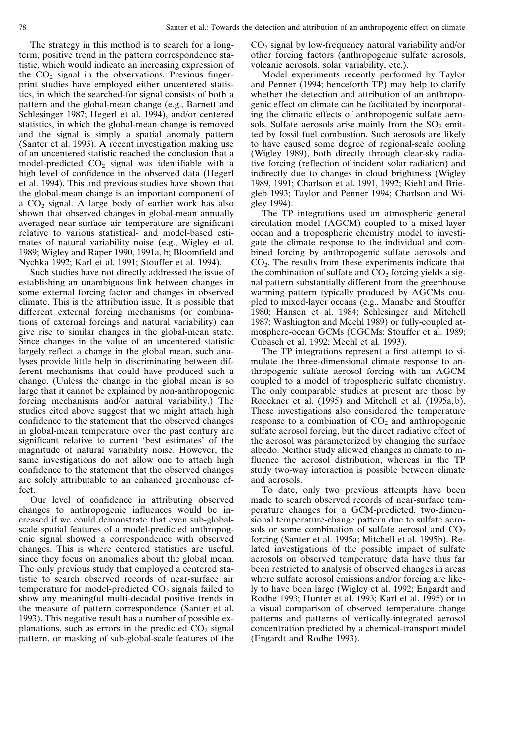The strategy in this method is to search for a long-term, positive trend in the pattern correspondence statistic, which would indicate an increasing expression of the $CO_2$ signal in the observations. Previous fingerprint studies have employed either uncentered statistics, in which the searched-for signal consists of both a pattern and the global-mean change (e.g., Barnett and Schlesinger 1987; Hegerl et al. 1994), and/or centered statistics, in which the global-mean change is removed and the signal is simply a spatial anomaly pattern (Santer et al. 1993). A recent investigation making use of an uncentered statistic reached the conclusion that a model-predicted $CO_2$ signal was identifiable with a high level of confidence in the observed data (Hegerl et al. 1994). This and previous studies have shown that the global-mean change is an important component of a $CO_2$ signal. A large body of earlier work has also shown that observed changes in global-mean annually averaged near-surface air temperature are significant relative to various statistical- and model-based estimates of natural variability noise (e.g., Wigley et al. 1989; Wigley and Raper 1990, 1991a, b; Bloomfield and Nychka 1992; Karl et al. 1991; Stouffer et al. 1994).

Such studies have not directly addressed the issue of establishing an unambiguous link between changes in some external forcing factor and changes in observed climate. This is the attribution issue. It is possible that different external forcing mechanisms (or combinations of external forcings and natural variability) can give rise to similar changes in the global-mean state. Since changes in the value of an uncentered statistic largely reflect a change in the global mean, such analyses provide little help in discriminating between different mechanisms that could have produced such a change. (Unless the change in the global mean is so large that it cannot be explained by non-anthropogenic forcing mechanisms and/or natural variability.) The studies cited above suggest that we might attach high confidence to the statement that the observed changes in global-mean temperature over the past century are significant relative to current 'best estimates' of the magnitude of natural variability noise. However, the same investigations do not allow one to attach high confidence to the statement that the observed changes are solely attributable to an enhanced greenhouse effect.

Our level of confidence in attributing observed changes to anthropogenic influences would be increased if we could demonstrate that even sub-global-scale spatial features of a model-predicted anthropogenic signal showed a correspondence with observed changes. This is where centered statistics are useful, since they focus on anomalies about the global mean. The only previous study that employed a centered statistic to search observed records of near-surface air temperature for model-predicted $CO_2$ signals failed to show any meaningful multi-decadal positive trends in the measure of pattern correspondence (Santer et al. 1993). This negative result has a number of possible explanations, such as errors in the predicted $CO_2$ signal pattern, or masking of sub-global-scale features of the $CO_2$ signal by low-frequency natural variability and/or other forcing factors (anthropogenic sulfate aerosols, volcanic aerosols, solar variability, etc.).

Model experiments recently performed by Taylor and Penner (1994; henceforth TP) may help to clarify whether the detection and attribution of an anthropogenic effect on climate can be facilitated by incorporating the climatic effects of anthropogenic sulfate aerosols. Sulfate aerosols arise mainly from the $SO_2$ emitted by fossil fuel combustion. Such aerosols are likely to have caused some degree of regional-scale cooling (Wigley 1989), both directly through clear-sky radiative forcing (reflection of incident solar radiation) and indirectly due to changes in cloud brightness (Wigley 1989, 1991; Charlson et al. 1991, 1992; Kiehl and Briegleb 1993; Taylor and Penner 1994; Charlson and Wigley 1994).

The TP integrations used an atmospheric general circulation model (AGCM) coupled to a mixed-layer ocean and a tropospheric chemistry model to investigate the climate response to the individual and combined forcing by anthropogenic sulfate aerosols and $CO_2$. The results from these experiments indicate that the combination of sulfate and $CO_2$ forcing yields a signal pattern substantially different from the greenhouse warming pattern typically produced by AGCMs coupled to mixed-layer oceans (e.g., Manabe and Stouffer 1980; Hansen et al. 1984; Schlesinger and Mitchell 1987; Washington and Meehl 1989) or fully-coupled atmosphere-ocean GCMs (CGCMs; Stouffer et al. 1989; Cubasch et al. 1992; Meehl et al. 1993).

The TP integrations represent a first attempt to simulate the three-dimensional climate response to anthropogenic sulfate aerosol forcing with an AGCM coupled to a model of tropospheric sulfate chemistry. The only comparable studies at present are those by Roeckner et al. (1995) and Mitchell et al. (1995a, b). These investigations also considered the temperature response to a combination of $CO_2$ and anthropogenic sulfate aerosol forcing, but the direct radiative effect of the aerosol was parameterized by changing the surface albedo. Neither study allowed changes in climate to influence the aerosol distribution, whereas in the TP study two-way interaction is possible between climate and aerosols.

To date, only two previous attempts have been made to search observed records of near-surface temperature changes for a GCM-predicted, two-dimensional temperature-change pattern due to sulfate aerosols or some combination of sulfate aerosol and $CO_2$ forcing (Santer et al. 1995a; Mitchell et al. 1995b). Related investigations of the possible impact of sulfate aerosols on observed temperature data have thus far been restricted to analysis of observed changes in areas where sulfate aerosol emissions and/or forcing are likely to have been large (Wigley et al. 1992; Engardt and Rodhe 1993; Hunter et al. 1993; Karl et al. 1995) or to a visual comparison of observed temperature change patterns and patterns of vertically-integrated aerosol concentration predicted by a chemical-transport model (Engardt and Rodhe 1993).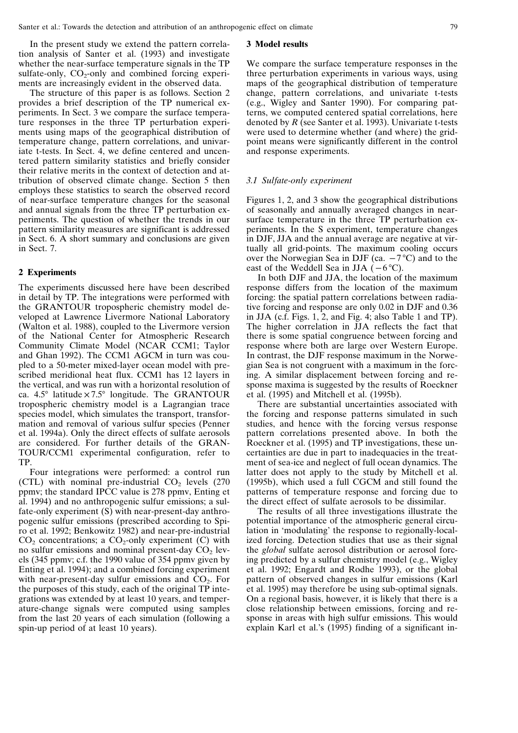In the present study we extend the pattern correlation analysis of Santer et al. (1993) and investigate whether the near-surface temperature signals in the TP sulfate-only, $CO_2$-only and combined forcing experiments are increasingly evident in the observed data.

The structure of this paper is as follows. Section 2 provides a brief description of the TP numerical experiments. In Sect. 3 we compare the surface temperature responses in the three TP perturbation experiments using maps of the geographical distribution of temperature change, pattern correlations, and univariate t-tests. In Sect. 4, we define centered and uncentered pattern similarity statistics and briefly consider their relative merits in the context of detection and attribution of observed climate change. Section 5 then employs these statistics to search the observed record of near-surface temperature changes for the seasonal and annual signals from the three TP perturbation experiments. The question of whether the trends in our pattern similarity measures are significant is addressed in Sect. 6. A short summary and conclusions are given in Sect. 7.

## 2 Experiments

The experiments discussed here have been described in detail by TP. The integrations were performed with the GRANTOUR tropospheric chemistry model developed at Lawrence Livermore National Laboratory (Walton et al. 1988), coupled to the Livermore version of the National Center for Atmospheric Research Community Climate Model (NCAR CCM1; Taylor and Ghan 1992). The CCM1 AGCM in turn was coupled to a 50-meter mixed-layer ocean model with prescribed meridional heat flux. CCM1 has 12 layers in the vertical, and was run with a horizontal resolution of ca. 4.5° latitude × 7.5° longitude. The GRANTOUR tropospheric chemistry model is a Lagrangian trace species model, which simulates the transport, transformation and removal of various sulfur species (Penner et al. 1994a). Only the direct effects of sulfate aerosols are considered. For further details of the GRANTOUR/CCM1 experimental configuration, refer to TP.

Four integrations were performed: a control run (CTL) with nominal pre-industrial $CO_2$ levels (270 ppmv; the standard IPCC value is 278 ppmv, Enting et al. 1994) and no anthropogenic sulfur emissions; a sulfate-only experiment (S) with near-present-day anthropogenic sulfur emissions (prescribed according to Spiro et al. 1992; Benkowitz 1982) and near-pre-industrial $CO_2$ concentrations; a $CO_2$-only experiment (C) with no sulfur emissions and nominal present-day $CO_2$ levels (345 ppmv; c.f. the 1990 value of 354 ppmv given by Enting et al. 1994); and a combined forcing experiment with near-present-day sulfur emissions and $CO_2$. For the purposes of this study, each of the original TP integrations was extended by at least 10 years, and temperature-change signals were computed using samples from the last 20 years of each simulation (following a spin-up period of at least 10 years).

## 3 Model results

We compare the surface temperature responses in the three perturbation experiments in various ways, using maps of the geographical distribution of temperature change, pattern correlations, and univariate t-tests (e.g., Wigley and Santer 1990). For comparing patterns, we computed centered spatial correlations, here denoted by $R$ (see Santer et al. 1993). Univariate t-tests were used to determine whether (and where) the grid-point means were significantly different in the control and response experiments.

### 3.1 Sulfate-only experiment

Figures 1, 2, and 3 show the geographical distributions of seasonally and annually averaged changes in near-surface temperature in the three TP perturbation experiments. In the S experiment, temperature changes in DJF, JJA and the annual average are negative at virtually all grid-points. The maximum cooling occurs over the Norwegian Sea in DJF (ca. −7 °C) and to the east of the Weddell Sea in JJA (−6 °C).

In both DJF and JJA, the location of the maximum response differs from the location of the maximum forcing: the spatial pattern correlations between radiative forcing and response are only 0.02 in DJF and 0.36 in JJA (c.f. Figs. 1, 2, and Fig. 4; also Table 1 and TP). The higher correlation in JJA reflects the fact that there is some spatial congruence between forcing and response where both are large over Western Europe. In contrast, the DJF response maximum in the Norwegian Sea is not congruent with a maximum in the forcing. A similar displacement between forcing and response maxima is suggested by the results of Roeckner et al. (1995) and Mitchell et al. (1995b).

There are substantial uncertainties associated with the forcing and response patterns simulated in such studies, and hence with the forcing versus response pattern correlations presented above. In both the Roeckner et al. (1995) and TP investigations, these uncertainties are due in part to inadequacies in the treatment of sea-ice and neglect of full ocean dynamics. The latter does not apply to the study by Mitchell et al. (1995b), which used a full CGCM and still found the patterns of temperature response and forcing due to the direct effect of sulfate aerosols to be dissimilar.

The results of all three investigations illustrate the potential importance of the atmospheric general circulation in 'modulating' the response to regionally-localized forcing. Detection studies that use as their signal the *global* sulfate aerosol distribution or aerosol forcing predicted by a sulfur chemistry model (e.g., Wigley et al. 1992; Engardt and Rodhe 1993), or the global pattern of observed changes in sulfur emissions (Karl et al. 1995) may therefore be using sub-optimal signals. On a regional basis, however, it is likely that there is a close relationship between emissions, forcing and response in areas with high sulfur emissions. This would explain Karl et al.'s (1995) finding of a significant in-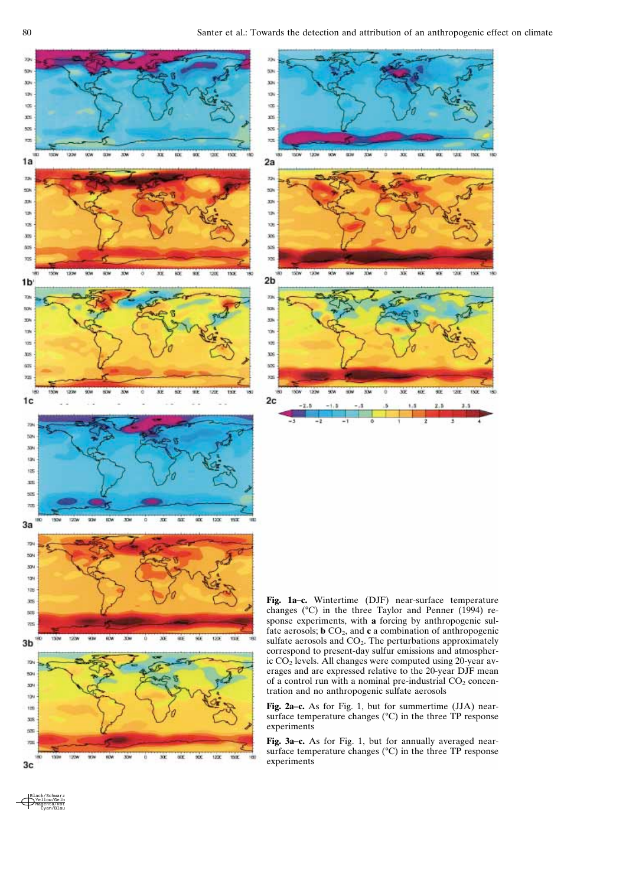**Fig. 1a–c.** Wintertime (DJF) near-surface temperature changes (°C) in the three Taylor and Penner (1994) response experiments, with **a** forcing by anthropogenic sulfate aerosols; **b** $CO_2$, and **c** a combination of anthropogenic sulfate aerosols and $CO_2$. The perturbations approximately correspond to present-day sulfur emissions and atmospheric $CO_2$ levels. All changes were computed using 20-year averages and are expressed relative to the 20-year DJF mean of a control run with a nominal pre-industrial $CO_2$ concentration and no anthropogenic sulfate aerosols

**Fig. 2a–c.** As for Fig. 1, but for summertime (JJA) near-surface temperature changes (°C) in the three TP response experiments

**Fig. 3a–c.** As for Fig. 1, but for annually averaged near-surface temperature changes (°C) in the three TP response experiments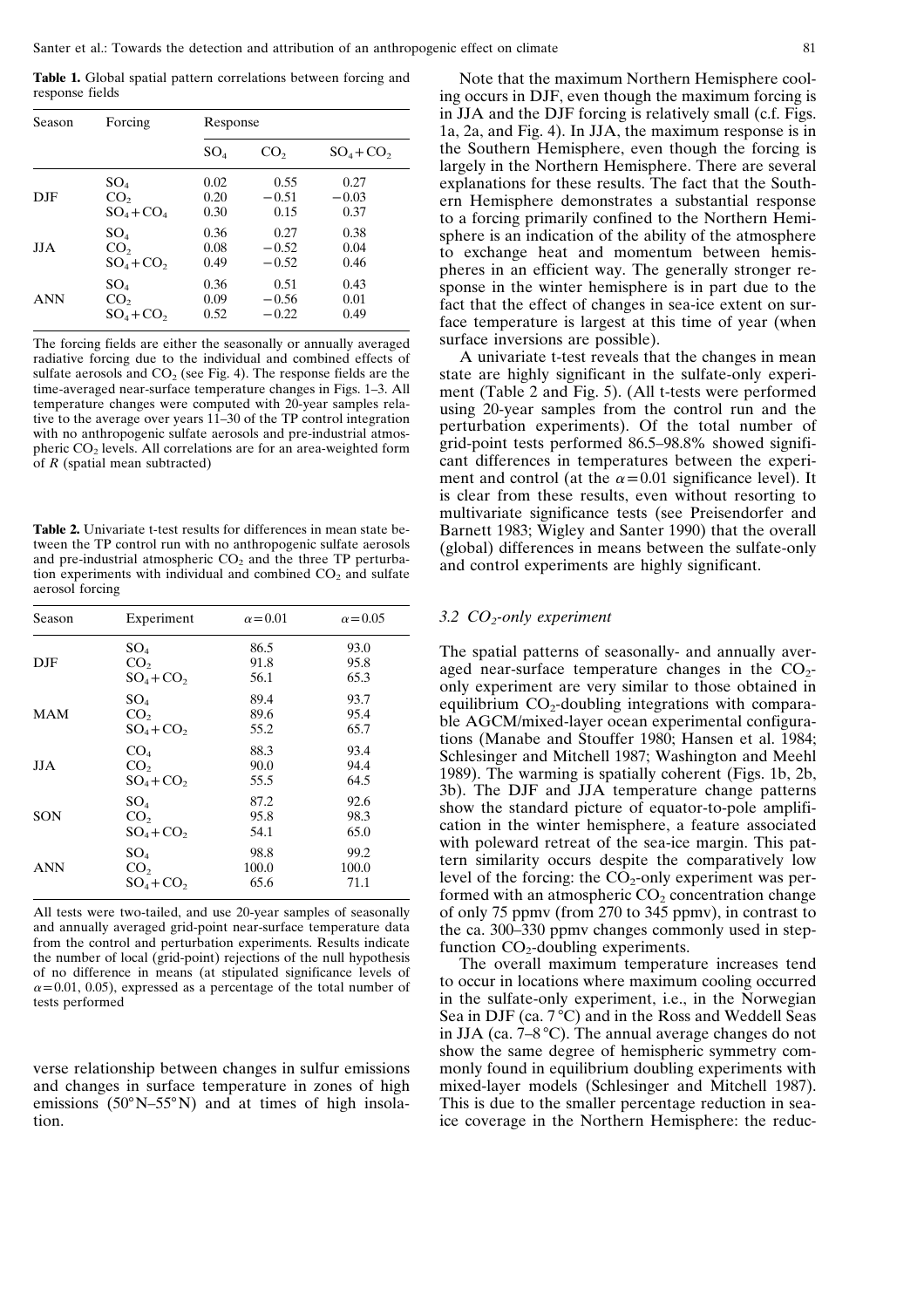**Table 1.** Global spatial pattern correlations between forcing and response fields

| Season | Forcing | Response | | |
|---|---|---|---|---|
| | | $SO_4$ | $CO_2$ | $SO_4+CO_2$ |
| DJF | $SO_4$ | 0.02 | 0.55 | 0.27 |
| | $CO_2$ | 0.20 | −0.51 | −0.03 |
| | $SO_4+CO_4$ | 0.30 | 0.15 | 0.37 |
| JJA | $SO_4$ | 0.36 | 0.27 | 0.38 |
| | $CO_2$ | 0.08 | −0.52 | 0.04 |
| | $SO_4+CO_2$ | 0.49 | −0.52 | 0.46 |
| ANN | $SO_4$ | 0.36 | 0.51 | 0.43 |
| | $CO_2$ | 0.09 | −0.56 | 0.01 |
| | $SO_4+CO_2$ | 0.52 | −0.22 | 0.49 |

The forcing fields are either the seasonally or annually averaged radiative forcing due to the individual and combined effects of sulfate aerosols and $CO_2$ (see Fig. 4). The response fields are the time-averaged near-surface temperature changes in Figs. 1–3. All temperature changes were computed with 20-year samples relative to the average over years 11–30 of the TP control integration with no anthropogenic sulfate aerosols and pre-industrial atmospheric $CO_2$ levels. All correlations are for an area-weighted form of $R$ (spatial mean subtracted)

**Table 2.** Univariate t-test results for differences in mean state between the TP control run with no anthropogenic sulfate aerosols and pre-industrial atmospheric $CO_2$ and the three TP perturbation experiments with individual and combined $CO_2$ and sulfate aerosol forcing

| Season | Experiment | $\alpha=0.01$ | $\alpha=0.05$ |
|---|---|---|---|
| DJF | $SO_4$ | 86.5 | 93.0 |
| | $CO_2$ | 91.8 | 95.8 |
| | $SO_4+CO_2$ | 56.1 | 65.3 |
| MAM | $SO_4$ | 89.4 | 93.7 |
| | $CO_2$ | 89.6 | 95.4 |
| | $SO_4+CO_2$ | 55.2 | 65.7 |
| JJA | $CO_4$ | 88.3 | 93.4 |
| | $CO_2$ | 90.0 | 94.4 |
| | $SO_4+CO_2$ | 55.5 | 64.5 |
| SON | $SO_4$ | 87.2 | 92.6 |
| | $CO_2$ | 95.8 | 98.3 |
| | $SO_4+CO_2$ | 54.1 | 65.0 |
| ANN | $SO_4$ | 98.8 | 99.2 |
| | $CO_2$ | 100.0 | 100.0 |
| | $SO_4+CO_2$ | 65.6 | 71.1 |

All tests were two-tailed, and use 20-year samples of seasonally and annually averaged grid-point near-surface temperature data from the control and perturbation experiments. Results indicate the number of local (grid-point) rejections of the null hypothesis of no difference in means (at stipulated significance levels of $\alpha=0.01$, 0.05), expressed as a percentage of the total number of tests performed

verse relationship between changes in sulfur emissions and changes in surface temperature in zones of high emissions (50°N–55°N) and at times of high insolation.

Note that the maximum Northern Hemisphere cooling occurs in DJF, even though the maximum forcing is in JJA and the DJF forcing is relatively small (c.f. Figs. 1a, 2a, and Fig. 4). In JJA, the maximum response is in the Southern Hemisphere, even though the forcing is largely in the Northern Hemisphere. There are several explanations for these results. The fact that the Southern Hemisphere demonstrates a substantial response to a forcing primarily confined to the Northern Hemisphere is an indication of the ability of the atmosphere to exchange heat and momentum between hemispheres in an efficient way. The generally stronger response in the winter hemisphere is in part due to the fact that the effect of changes in sea-ice extent on surface temperature is largest at this time of year (when surface inversions are possible).

A univariate t-test reveals that the changes in mean state are highly significant in the sulfate-only experiment (Table 2 and Fig. 5). (All t-tests were performed using 20-year samples from the control run and the perturbation experiments). Of the total number of grid-point tests performed 86.5–98.8% showed significant differences in temperatures between the experiment and control (at the $\alpha=0.01$ significance level). It is clear from these results, even without resorting to multivariate significance tests (see Preisendorfer and Barnett 1983; Wigley and Santer 1990) that the overall (global) differences in means between the sulfate-only and control experiments are highly significant.

### 3.2 $CO_2$-only experiment

The spatial patterns of seasonally- and annually averaged near-surface temperature changes in the $CO_2$-only experiment are very similar to those obtained in equilibrium $CO_2$-doubling integrations with comparable AGCM/mixed-layer ocean experimental configurations (Manabe and Stouffer 1980; Hansen et al. 1984; Schlesinger and Mitchell 1987; Washington and Meehl 1989). The warming is spatially coherent (Figs. 1b, 2b, 3b). The DJF and JJA temperature change patterns show the standard picture of equator-to-pole amplification in the winter hemisphere, a feature associated with poleward retreat of the sea-ice margin. This pattern similarity occurs despite the comparatively low level of the forcing: the $CO_2$-only experiment was performed with an atmospheric $CO_2$ concentration change of only 75 ppmv (from 270 to 345 ppmv), in contrast to the ca. 300–330 ppmv changes commonly used in step-function $CO_2$-doubling experiments.

The overall maximum temperature increases tend to occur in locations where maximum cooling occurred in the sulfate-only experiment, i.e., in the Norwegian Sea in DJF (ca. 7 °C) and in the Ross and Weddell Seas in JJA (ca. 7–8 °C). The annual average changes do not show the same degree of hemispheric symmetry commonly found in equilibrium doubling experiments with mixed-layer models (Schlesinger and Mitchell 1987). This is due to the smaller percentage reduction in sea-ice coverage in the Northern Hemisphere: the reduc-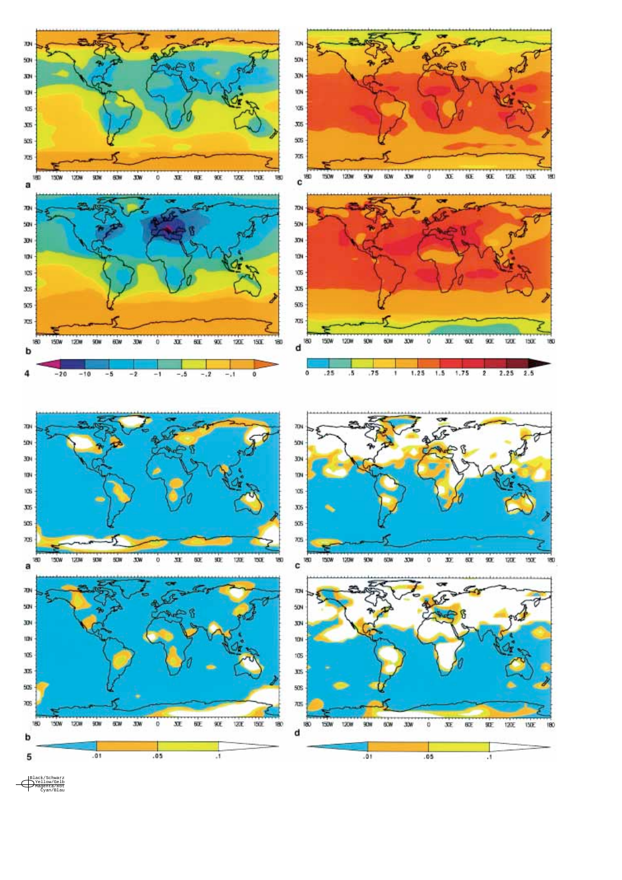4

5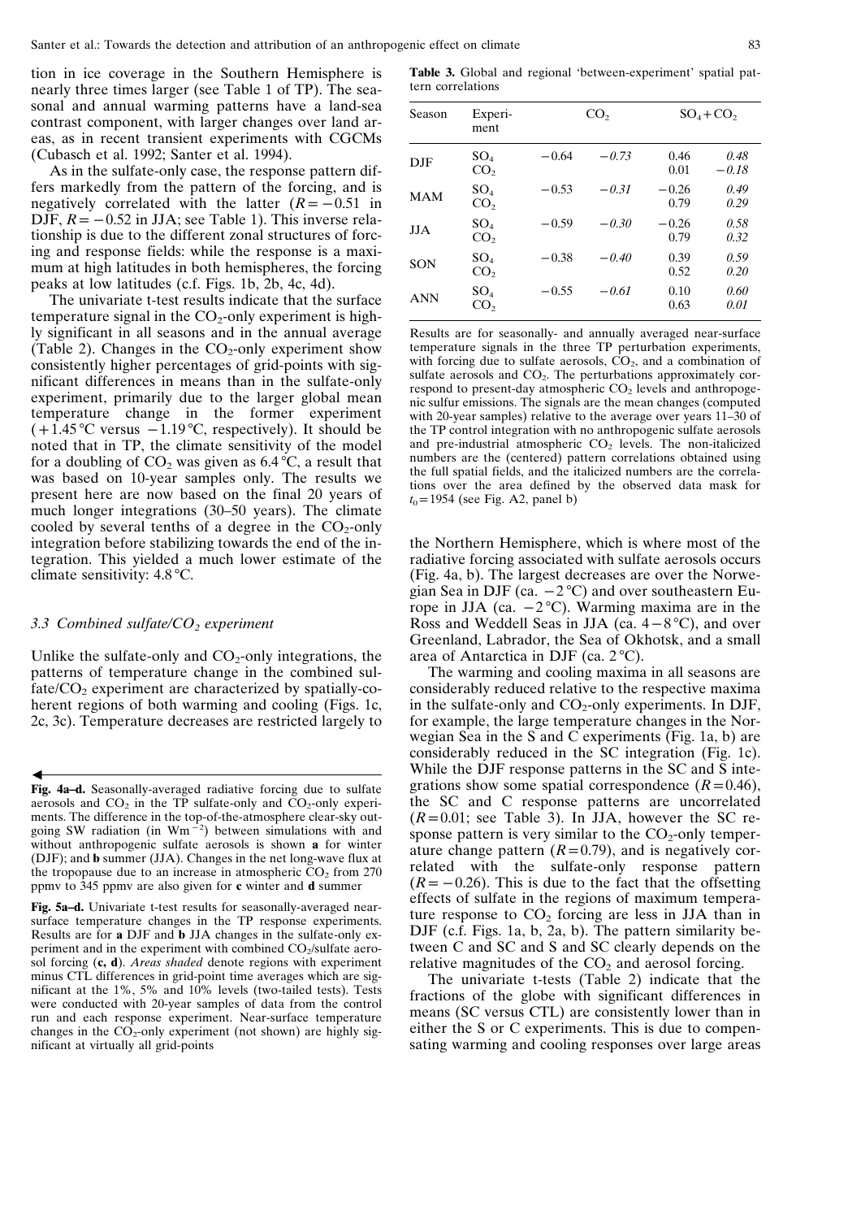tion in ice coverage in the Southern Hemisphere is nearly three times larger (see Table 1 of TP). The seasonal and annual warming patterns have a land-sea contrast component, with larger changes over land areas, as in recent transient experiments with CGCMs (Cubasch et al. 1992; Santer et al. 1994).

As in the sulfate-only case, the response pattern differs markedly from the pattern of the forcing, and is negatively correlated with the latter ($R = -0.51$ in DJF, $R = -0.52$ in JJA; see Table 1). This inverse relationship is due to the different zonal structures of forcing and response fields: while the response is a maximum at high latitudes in both hemispheres, the forcing peaks at low latitudes (c.f. Figs. 1b, 2b, 4c, 4d).

The univariate t-test results indicate that the surface temperature signal in the $CO_2$-only experiment is highly significant in all seasons and in the annual average (Table 2). Changes in the $CO_2$-only experiment show consistently higher percentages of grid-points with significant differences in means than in the sulfate-only experiment, primarily due to the larger global mean temperature change in the former experiment (+1.45 °C versus −1.19 °C, respectively). It should be noted that in TP, the climate sensitivity of the model for a doubling of $CO_2$ was given as 6.4 °C, a result that was based on 10-year samples only. The results we present here are now based on the final 20 years of much longer integrations (30–50 years). The climate cooled by several tenths of a degree in the $CO_2$-only integration before stabilizing towards the end of the integration. This yielded a much lower estimate of the climate sensitivity: 4.8 °C.

### 3.3 Combined sulfate/$CO_2$ experiment

Unlike the sulfate-only and $CO_2$-only integrations, the patterns of temperature change in the combined sulfate/$CO_2$ experiment are characterized by spatially-coherent regions of both warming and cooling (Figs. 1c, 2c, 3c). Temperature decreases are restricted largely to the Northern Hemisphere, which is where most of the radiative forcing associated with sulfate aerosols occurs (Fig. 4a, b). The largest decreases are over the Norwegian Sea in DJF (ca. −2 °C) and over southeastern Europe in JJA (ca. −2 °C). Warming maxima are in the Ross and Weddell Seas in JJA (ca. 4−8 °C), and over Greenland, Labrador, the Sea of Okhotsk, and a small area of Antarctica in DJF (ca. 2 °C).

The warming and cooling maxima in all seasons are considerably reduced relative to the respective maxima in the sulfate-only and $CO_2$-only experiments. In DJF, for example, the large temperature changes in the Norwegian Sea in the S and C experiments (Fig. 1a, b) are considerably reduced in the SC integration (Fig. 1c). While the DJF response patterns in the SC and S integrations show some spatial correspondence ($R = 0.46$), the SC and C response patterns are uncorrelated ($R = 0.01$; see Table 3). In JJA, however the SC response pattern is very similar to the $CO_2$-only temperature change pattern ($R = 0.79$), and is negatively correlated with the sulfate-only response pattern ($R = -0.26$). This is due to the fact that the offsetting effects of sulfate in the regions of maximum temperature response to $CO_2$ forcing are less in JJA than in DJF (c.f. Figs. 1a, b, 2a, b). The pattern similarity between C and SC and S and SC clearly depends on the relative magnitudes of the $CO_2$ and aerosol forcing.

The univariate t-tests (Table 2) indicate that the fractions of the globe with significant differences in means (SC versus CTL) are consistently lower than in either the S or C experiments. This is due to compensating warming and cooling responses over large areas

**Table 3.** Global and regional 'between-experiment' spatial pattern correlations

| Season | Experiment | $CO_2$ | | $SO_4 + CO_2$ | |
|---|---|---|---|---|---|
| DJF | $SO_4$ | −0.64 | *−0.73* | 0.46 | *0.48* |
| | $CO_2$ | | | 0.01 | *−0.18* |
| MAM | $SO_4$ | −0.53 | *−0.31* | −0.26 | *0.49* |
| | $CO_2$ | | | 0.79 | *0.29* |
| JJA | $SO_4$ | −0.59 | *−0.30* | −0.26 | *0.58* |
| | $CO_2$ | | | 0.79 | *0.32* |
| SON | $SO_4$ | −0.38 | *−0.40* | 0.39 | *0.59* |
| | $CO_2$ | | | 0.52 | *0.20* |
| ANN | $SO_4$ | −0.55 | *−0.61* | 0.10 | *0.60* |
| | $CO_2$ | | | 0.63 | *0.01* |

Results are for seasonally- and annually averaged near-surface temperature signals in the three TP perturbation experiments, with forcing due to sulfate aerosols, $CO_2$, and a combination of sulfate aerosols and $CO_2$. The perturbations approximately correspond to present-day atmospheric $CO_2$ levels and anthropogenic sulfur emissions. The signals are the mean changes (computed with 20-year samples) relative to the average over years 11–30 of the TP control integration with no anthropogenic sulfate aerosols and pre-industrial atmospheric $CO_2$ levels. The non-italicized numbers are the (centered) pattern correlations obtained using the full spatial fields, and the italicized numbers are the correlations over the area defined by the observed data mask for $t_0 = 1954$ (see Fig. A2, panel b)

**Fig. 4a–d.** Seasonally-averaged radiative forcing due to sulfate aerosols and $CO_2$ in the TP sulfate-only and $CO_2$-only experiments. The difference in the top-of-the-atmosphere clear-sky outgoing SW radiation (in $Wm^{-2}$) between simulations with and without anthropogenic sulfate aerosols is shown **a** for winter (DJF); and **b** summer (JJA). Changes in the net long-wave flux at the tropopause due to an increase in atmospheric $CO_2$ from 270 ppmv to 345 ppmv are also given for **c** winter and **d** summer

**Fig. 5a–d.** Univariate t-test results for seasonally-averaged near-surface temperature changes in the TP response experiments. Results are for **a** DJF and **b** JJA changes in the sulfate-only experiment and in the experiment with combined $CO_2$/sulfate aerosol forcing (**c, d**). *Areas shaded* denote regions with experiment minus CTL differences in grid-point time averages which are significant at the 1%, 5% and 10% levels (two-tailed tests). Tests were conducted with 20-year samples of data from the control run and each response experiment. Near-surface temperature changes in the $CO_2$-only experiment (not shown) are highly significant at virtually all grid-points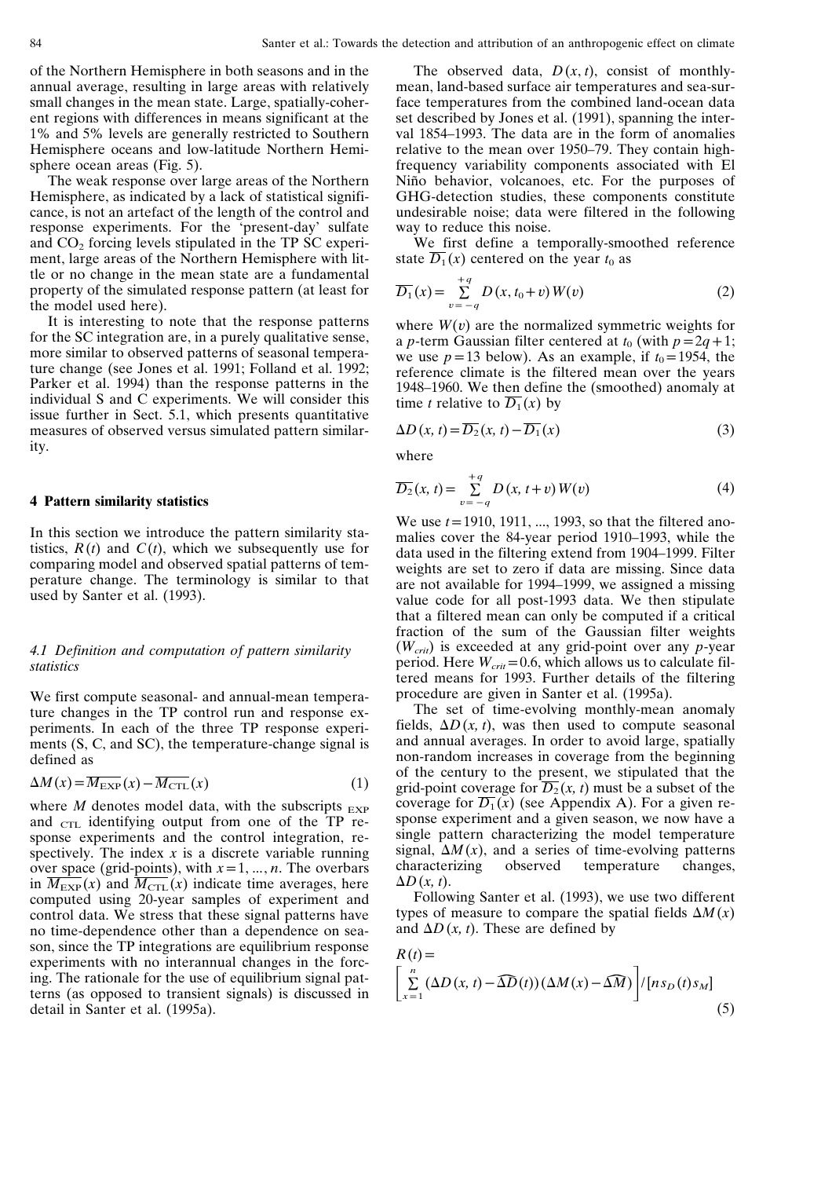of the Northern Hemisphere in both seasons and in the annual average, resulting in large areas with relatively small changes in the mean state. Large, spatially-coherent regions with differences in means significant at the 1% and 5% levels are generally restricted to Southern Hemisphere oceans and low-latitude Northern Hemisphere ocean areas (Fig. 5).

The weak response over large areas of the Northern Hemisphere, as indicated by a lack of statistical significance, is not an artefact of the length of the control and response experiments. For the 'present-day' sulfate and $CO_2$ forcing levels stipulated in the TP SC experiment, large areas of the Northern Hemisphere with little or no change in the mean state are a fundamental property of the simulated response pattern (at least for the model used here).

It is interesting to note that the response patterns for the SC integration are, in a purely qualitative sense, more similar to observed patterns of seasonal temperature change (see Jones et al. 1991; Folland et al. 1992; Parker et al. 1994) than the response patterns in the individual S and C experiments. We will consider this issue further in Sect. 5.1, which presents quantitative measures of observed versus simulated pattern similarity.

## 4 Pattern similarity statistics

In this section we introduce the pattern similarity statistics, $R(t)$ and $C(t)$, which we subsequently use for comparing model and observed spatial patterns of temperature change. The terminology is similar to that used by Santer et al. (1993).

### 4.1 Definition and computation of pattern similarity statistics

We first compute seasonal- and annual-mean temperature changes in the TP control run and response experiments. In each of the three TP response experiments (S, C, and SC), the temperature-change signal is defined as

$$\Delta M(x) = \overline{M_{\mathrm{EXP}}}(x) - \overline{M_{\mathrm{CTL}}}(x) \tag{1}$$

where $M$ denotes model data, with the subscripts $_{\mathrm{EXP}}$ and $_{\mathrm{CTL}}$ identifying output from one of the TP response experiments and the control integration, respectively. The index $x$ is a discrete variable running over space (grid-points), with $x = 1, ..., n$. The overbars in $\overline{M_{\mathrm{EXP}}}(x)$ and $\overline{M_{\mathrm{CTL}}}(x)$ indicate time averages, here computed using 20-year samples of experiment and control data. We stress that these signal patterns have no time-dependence other than a dependence on season, since the TP integrations are equilibrium response experiments with no interannual changes in the forcing. The rationale for the use of equilibrium signal patterns (as opposed to transient signals) is discussed in detail in Santer et al. (1995a).

The observed data, $D(x, t)$, consist of monthly-mean, land-based surface air temperatures and sea-surface temperatures from the combined land-ocean data set described by Jones et al. (1991), spanning the interval 1854–1993. The data are in the form of anomalies relative to the mean over 1950–79. They contain high-frequency variability components associated with El Niño behavior, volcanoes, etc. For the purposes of GHG-detection studies, these components constitute undesirable noise; data were filtered in the following way to reduce this noise.

We first define a temporally-smoothed reference state $\overline{D_1}(x)$ centered on the year $t_0$ as

$$\overline{D_1}(x) = \sum_{v=-q}^{+q} D(x, t_0 + v)\, W(v) \tag{2}$$

where $W(v)$ are the normalized symmetric weights for a $p$-term Gaussian filter centered at $t_0$ (with $p = 2q + 1$; we use $p = 13$ below). As an example, if $t_0 = 1954$, the reference climate is the filtered mean over the years 1948–1960. We then define the (smoothed) anomaly at time $t$ relative to $\overline{D_1}(x)$ by

$$\Delta D(x, t) = \overline{D_2}(x, t) - \overline{D_1}(x) \tag{3}$$

where

$$\overline{D_2}(x, t) = \sum_{v=-q}^{+q} D(x, t + v)\, W(v) \tag{4}$$

We use $t = 1910, 1911, ..., 1993$, so that the filtered anomalies cover the 84-year period 1910–1993, while the data used in the filtering extend from 1904–1999. Filter weights are set to zero if data are missing. Since data are not available for 1994–1999, we assigned a missing value code for all post-1993 data. We then stipulate that a filtered mean can only be computed if a critical fraction of the sum of the Gaussian filter weights ($W_{crit}$) is exceeded at any grid-point over any $p$-year period. Here $W_{crit} = 0.6$, which allows us to calculate filtered means for 1993. Further details of the filtering procedure are given in Santer et al. (1995a).

The set of time-evolving monthly-mean anomaly fields, $\Delta D(x, t)$, was then used to compute seasonal and annual averages. In order to avoid large, spatially non-random increases in coverage from the beginning of the century to the present, we stipulated that the grid-point coverage for $\overline{D_2}(x, t)$ must be a subset of the coverage for $\overline{D_1}(x)$ (see Appendix A). For a given response experiment and a given season, we now have a single pattern characterizing the model temperature signal, $\Delta M(x)$, and a series of time-evolving patterns characterizing observed temperature changes, $\Delta D(x, t)$.

Following Santer et al. (1993), we use two different types of measure to compare the spatial fields $\Delta M(x)$ and $\Delta D(x, t)$. These are defined by

$$R(t) = \left[ \sum_{x=1}^{n} (\Delta D(x, t) - \widehat{\Delta D}(t))(\Delta M(x) - \widehat{\Delta M}) \right] / [n s_D(t) s_M] \tag{5}$$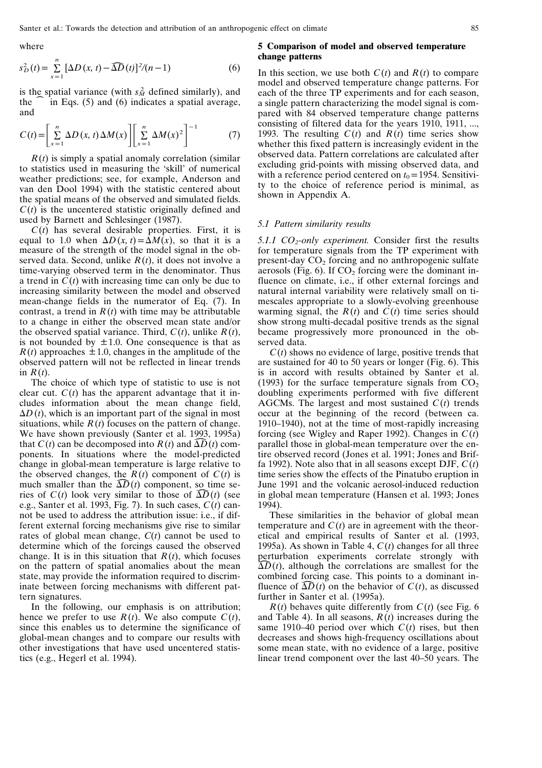where

$$s_D^2(t) = \sum_{x=1}^{n} [\Delta D(x,t) - \widehat{\Delta D}(t)]^2/(n-1) \tag{6}$$

is the spatial variance (with $s_M^2$ defined similarly), and the $\widehat{\ }$ in Eqs. (5) and (6) indicates a spatial average, and

$$C(t) = \left[\sum_{x=1}^{n} \Delta D(x,t)\Delta M(x)\right]\left[\sum_{x=1}^{n} \Delta M(x)^2\right]^{-1} \tag{7}$$

$R(t)$ is simply a spatial anomaly correlation (similar to statistics used in measuring the 'skill' of numerical weather predictions; see, for example, Anderson and van den Dool 1994) with the statistic centered about the spatial means of the observed and simulated fields. $C(t)$ is the uncentered statistic originally defined and used by Barnett and Schlesinger (1987).

$C(t)$ has several desirable properties. First, it is equal to 1.0 when $\Delta D(x,t) = \Delta M(x)$, so that it is a measure of the strength of the model signal in the observed data. Second, unlike $R(t)$, it does not involve a time-varying observed term in the denominator. Thus a trend in $C(t)$ with increasing time can only be due to increasing similarity between the model and observed mean-change fields in the numerator of Eq. (7). In contrast, a trend in $R(t)$ with time may be attributable to a change in either the observed mean state and/or the observed spatial variance. Third, $C(t)$, unlike $R(t)$, is not bounded by $\pm 1.0$. One consequence is that as $R(t)$ approaches $\pm 1.0$, changes in the amplitude of the observed pattern will not be reflected in linear trends in $R(t)$.

The choice of which type of statistic to use is not clear cut. $C(t)$ has the apparent advantage that it includes information about the mean change field, $\Delta D(t)$, which is an important part of the signal in most situations, while $R(t)$ focuses on the pattern of change. We have shown previously (Santer et al. 1993, 1995a) that $C(t)$ can be decomposed into $R(t)$ and $\widehat{\Delta D}(t)$ components. In situations where the model-predicted change in global-mean temperature is large relative to the observed changes, the $R(t)$ component of $C(t)$ is much smaller than the $\widehat{\Delta D}(t)$ component, so time series of $C(t)$ look very similar to those of $\widehat{\Delta D}(t)$ (see e.g., Santer et al. 1993, Fig. 7). In such cases, $C(t)$ cannot be used to address the attribution issue: i.e., if different external forcing mechanisms give rise to similar rates of global mean change, $C(t)$ cannot be used to determine which of the forcings caused the observed change. It is in this situation that $R(t)$, which focuses on the pattern of spatial anomalies about the mean state, may provide the information required to discriminate between forcing mechanisms with different pattern signatures.

In the following, our emphasis is on attribution; hence we prefer to use $R(t)$. We also compute $C(t)$, since this enables us to determine the significance of global-mean changes and to compare our results with other investigations that have used uncentered statistics (e.g., Hegerl et al. 1994).

## 5 Comparison of model and observed temperature change patterns

In this section, we use both $C(t)$ and $R(t)$ to compare model and observed temperature change patterns. For each of the three TP experiments and for each season, a single pattern characterizing the model signal is compared with 84 observed temperature change patterns consisting of filtered data for the years 1910, 1911, ..., 1993. The resulting $C(t)$ and $R(t)$ time series show whether this fixed pattern is increasingly evident in the observed data. Pattern correlations are calculated after excluding grid-points with missing observed data, and with a reference period centered on $t_0 = 1954$. Sensitivity to the choice of reference period is minimal, as shown in Appendix A.

### 5.1 Pattern similarity results

*5.1.1 $CO_2$-only experiment.* Consider first the results for temperature signals from the TP experiment with present-day $CO_2$ forcing and no anthropogenic sulfate aerosols (Fig. 6). If $CO_2$ forcing were the dominant influence on climate, i.e., if other external forcings and natural internal variability were relatively small on timescales appropriate to a slowly-evolving greenhouse warming signal, the $R(t)$ and $C(t)$ time series should show strong multi-decadal positive trends as the signal became progressively more pronounced in the observed data.

$C(t)$ shows no evidence of large, positive trends that are sustained for 40 to 50 years or longer (Fig. 6). This is in accord with results obtained by Santer et al. (1993) for the surface temperature signals from $CO_2$ doubling experiments performed with five different AGCMs. The largest and most sustained $C(t)$ trends occur at the beginning of the record (between ca. 1910–1940), not at the time of most-rapidly increasing forcing (see Wigley and Raper 1992). Changes in $C(t)$ parallel those in global-mean temperature over the entire observed record (Jones et al. 1991; Jones and Briffa 1992). Note also that in all seasons except DJF, $C(t)$ time series show the effects of the Pinatubo eruption in June 1991 and the volcanic aerosol-induced reduction in global mean temperature (Hansen et al. 1993; Jones 1994).

These similarities in the behavior of global mean temperature and $C(t)$ are in agreement with the theoretical and empirical results of Santer et al. (1993, 1995a). As shown in Table 4, $C(t)$ changes for all three perturbation experiments correlate strongly with $\widehat{\Delta D}(t)$, although the correlations are smallest for the combined forcing case. This points to a dominant influence of $\widehat{\Delta D}(t)$ on the behavior of $C(t)$, as discussed further in Santer et al. (1995a).

$R(t)$ behaves quite differently from $C(t)$ (see Fig. 6 and Table 4). In all seasons, $R(t)$ increases during the same 1910–40 period over which $C(t)$ rises, but then decreases and shows high-frequency oscillations about some mean state, with no evidence of a large, positive linear trend component over the last 40–50 years. The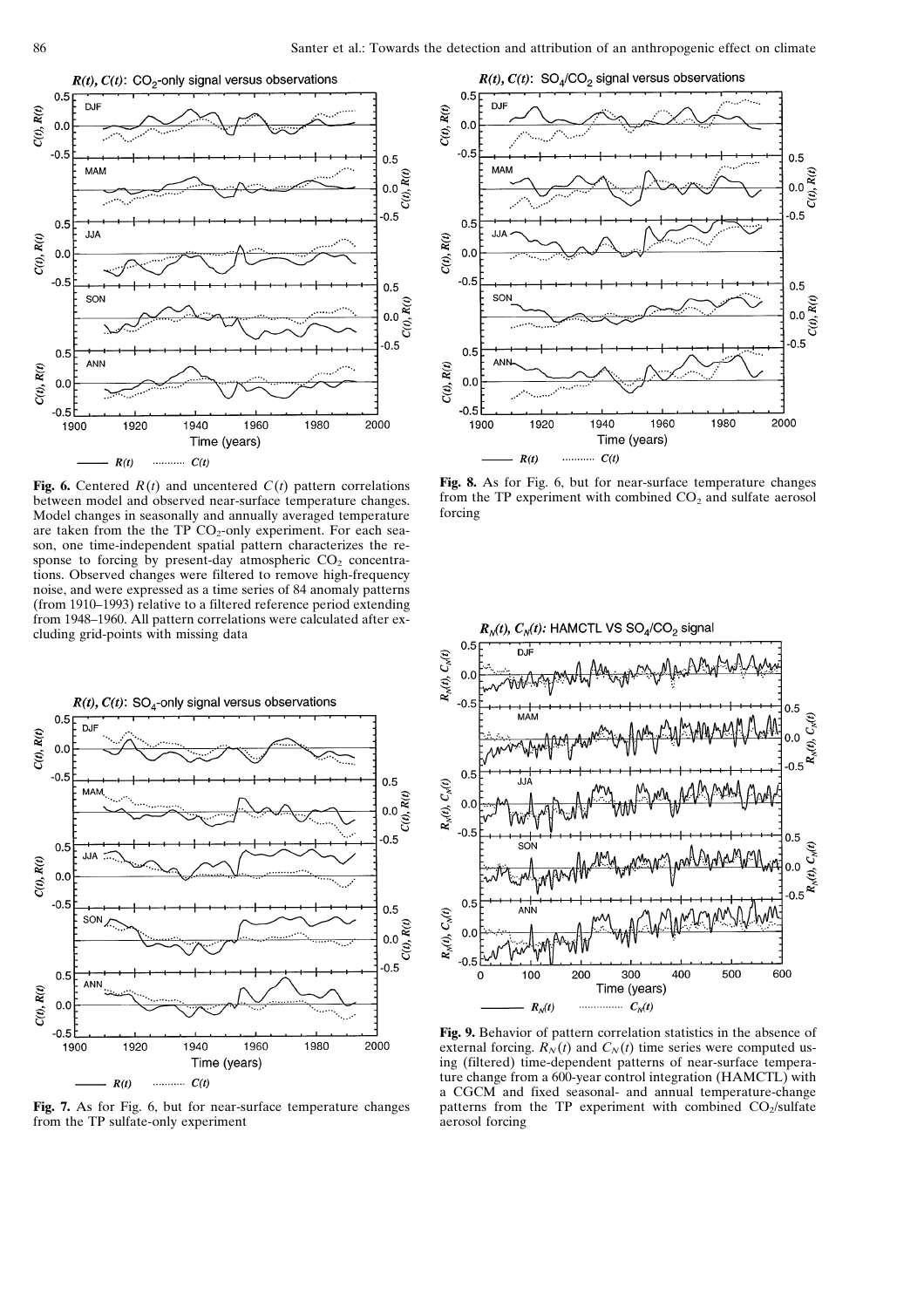**Fig. 6.** Centered $R(t)$ and uncentered $C(t)$ pattern correlations between model and observed near-surface temperature changes. Model changes in seasonally and annually averaged temperature are taken from the the TP $CO_2$-only experiment. For each season, one time-independent spatial pattern characterizes the response to forcing by present-day atmospheric $CO_2$ concentrations. Observed changes were filtered to remove high-frequency noise, and were expressed as a time series of 84 anomaly patterns (from 1910–1993) relative to a filtered reference period extending from 1948–1960. All pattern correlations were calculated after excluding grid-points with missing data

**Fig. 7.** As for Fig. 6, but for near-surface temperature changes from the TP sulfate-only experiment

**Fig. 8.** As for Fig. 6, but for near-surface temperature changes from the TP experiment with combined $CO_2$ and sulfate aerosol forcing

**Fig. 9.** Behavior of pattern correlation statistics in the absence of external forcing. $R_N(t)$ and $C_N(t)$ time series were computed using (filtered) time-dependent patterns of near-surface temperature change from a 600-year control integration (HAMCTL) with a CGCM and fixed seasonal- and annual temperature-change patterns from the TP experiment with combined $CO_2$/sulfate aerosol forcing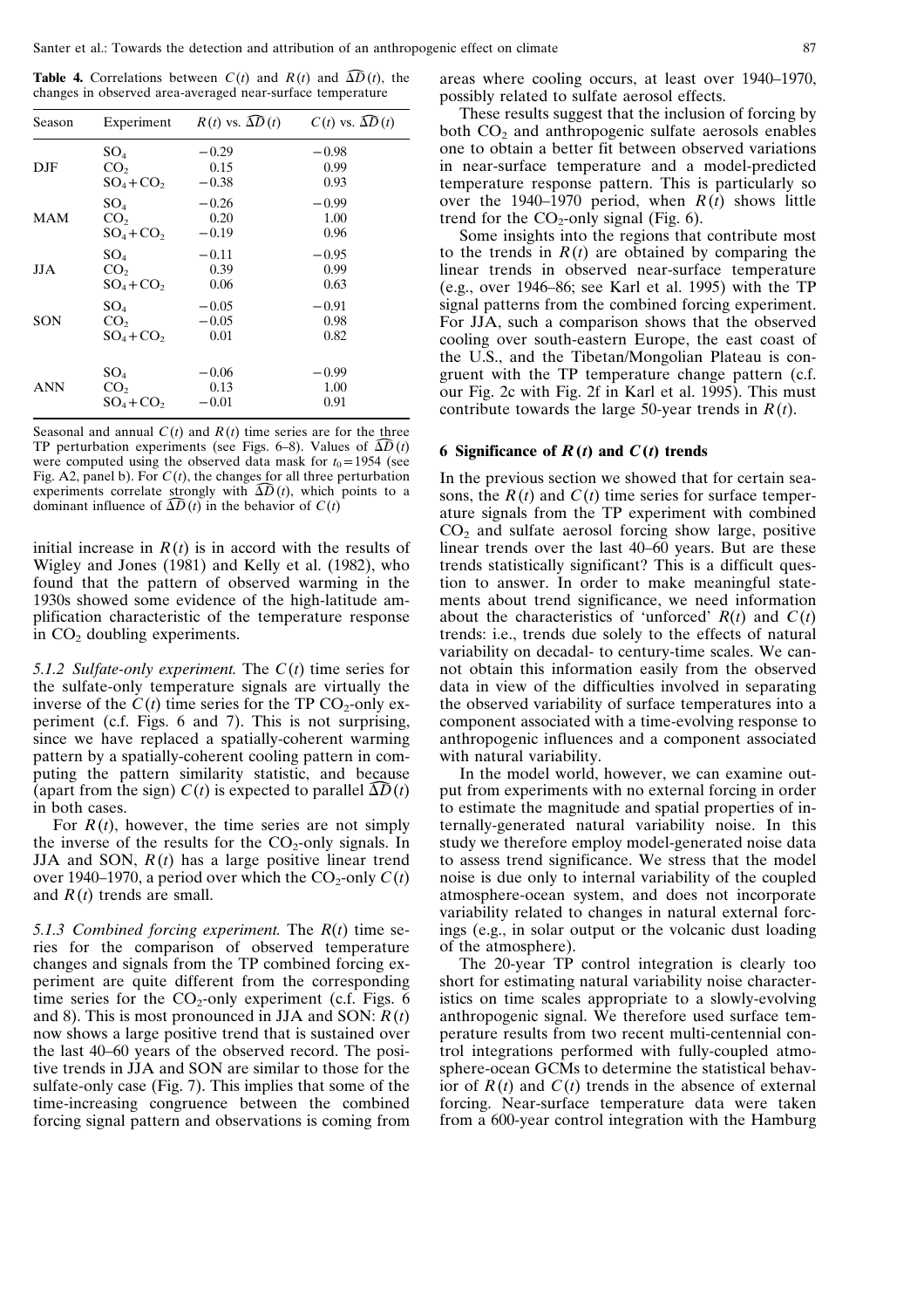**Table 4.** Correlations between $C(t)$ and $R(t)$ and $\widehat{\Delta D}(t)$, the changes in observed area-averaged near-surface temperature

| Season | Experiment | $R(t)$ vs. $\widehat{\Delta D}(t)$ | $C(t)$ vs. $\widehat{\Delta D}(t)$ |
|---|---|---|---|
| DJF | $SO_4$ | −0.29 | −0.98 |
| | $CO_2$ | 0.15 | 0.99 |
| | $SO_4+CO_2$ | −0.38 | 0.93 |
| MAM | $SO_4$ | −0.26 | −0.99 |
| | $CO_2$ | 0.20 | 1.00 |
| | $SO_4+CO_2$ | −0.19 | 0.96 |
| JJA | $SO_4$ | −0.11 | −0.95 |
| | $CO_2$ | 0.39 | 0.99 |
| | $SO_4+CO_2$ | 0.06 | 0.63 |
| SON | $SO_4$ | −0.05 | −0.91 |
| | $CO_2$ | −0.05 | 0.98 |
| | $SO_4+CO_2$ | 0.01 | 0.82 |
| ANN | $SO_4$ | −0.06 | −0.99 |
| | $CO_2$ | 0.13 | 1.00 |
| | $SO_4+CO_2$ | −0.01 | 0.91 |

Seasonal and annual $C(t)$ and $R(t)$ time series are for the three TP perturbation experiments (see Figs. 6–8). Values of $\widehat{\Delta D}(t)$ were computed using the observed data mask for $t_0=1954$ (see Fig. A2, panel b). For $C(t)$, the changes for all three perturbation experiments correlate strongly with $\widehat{\Delta D}(t)$, which points to a dominant influence of $\widehat{\Delta D}(t)$ in the behavior of $C(t)$

initial increase in $R(t)$ is in accord with the results of Wigley and Jones (1981) and Kelly et al. (1982), who found that the pattern of observed warming in the 1930s showed some evidence of the high-latitude amplification characteristic of the temperature response in $CO_2$ doubling experiments.

*5.1.2 Sulfate-only experiment.* The $C(t)$ time series for the sulfate-only temperature signals are virtually the inverse of the $C(t)$ time series for the TP $CO_2$-only experiment (c.f. Figs. 6 and 7). This is not surprising, since we have replaced a spatially-coherent warming pattern by a spatially-coherent cooling pattern in computing the pattern similarity statistic, and because (apart from the sign) $C(t)$ is expected to parallel $\widehat{\Delta D}(t)$ in both cases.

For $R(t)$, however, the time series are not simply the inverse of the results for the $CO_2$-only signals. In JJA and SON, $R(t)$ has a large positive linear trend over 1940–1970, a period over which the $CO_2$-only $C(t)$ and $R(t)$ trends are small.

*5.1.3 Combined forcing experiment.* The $R(t)$ time series for the comparison of observed temperature changes and signals from the TP combined forcing experiment are quite different from the corresponding time series for the $CO_2$-only experiment (c.f. Figs. 6 and 8). This is most pronounced in JJA and SON: $R(t)$ now shows a large positive trend that is sustained over the last 40–60 years of the observed record. The positive trends in JJA and SON are similar to those for the sulfate-only case (Fig. 7). This implies that some of the time-increasing congruence between the combined forcing signal pattern and observations is coming from areas where cooling occurs, at least over 1940–1970, possibly related to sulfate aerosol effects.

These results suggest that the inclusion of forcing by both $CO_2$ and anthropogenic sulfate aerosols enables one to obtain a better fit between observed variations in near-surface temperature and a model-predicted temperature response pattern. This is particularly so over the 1940–1970 period, when $R(t)$ shows little trend for the $CO_2$-only signal (Fig. 6).

Some insights into the regions that contribute most to the trends in $R(t)$ are obtained by comparing the linear trends in observed near-surface temperature (e.g., over 1946–86; see Karl et al. 1995) with the TP signal patterns from the combined forcing experiment. For JJA, such a comparison shows that the observed cooling over south-eastern Europe, the east coast of the U.S., and the Tibetan/Mongolian Plateau is congruent with the TP temperature change pattern (c.f. our Fig. 2c with Fig. 2f in Karl et al. 1995). This must contribute towards the large 50-year trends in $R(t)$.

## 6 Significance of $R(t)$ and $C(t)$ trends

In the previous section we showed that for certain seasons, the $R(t)$ and $C(t)$ time series for surface temperature signals from the TP experiment with combined $CO_2$ and sulfate aerosol forcing show large, positive linear trends over the last 40–60 years. But are these trends statistically significant? This is a difficult question to answer. In order to make meaningful statements about trend significance, we need information about the characteristics of 'unforced' $R(t)$ and $C(t)$ trends: i.e., trends due solely to the effects of natural variability on decadal- to century-time scales. We cannot obtain this information easily from the observed data in view of the difficulties involved in separating the observed variability of surface temperatures into a component associated with a time-evolving response to anthropogenic influences and a component associated with natural variability.

In the model world, however, we can examine output from experiments with no external forcing in order to estimate the magnitude and spatial properties of internally-generated natural variability noise. In this study we therefore employ model-generated noise data to assess trend significance. We stress that the model noise is due only to internal variability of the coupled atmosphere-ocean system, and does not incorporate variability related to changes in natural external forcings (e.g., in solar output or the volcanic dust loading of the atmosphere).

The 20-year TP control integration is clearly too short for estimating natural variability noise characteristics on time scales appropriate to a slowly-evolving anthropogenic signal. We therefore used surface temperature results from two recent multi-centennial control integrations performed with fully-coupled atmosphere-ocean GCMs to determine the statistical behavior of $R(t)$ and $C(t)$ trends in the absence of external forcing. Near-surface temperature data were taken from a 600-year control integration with the Hamburg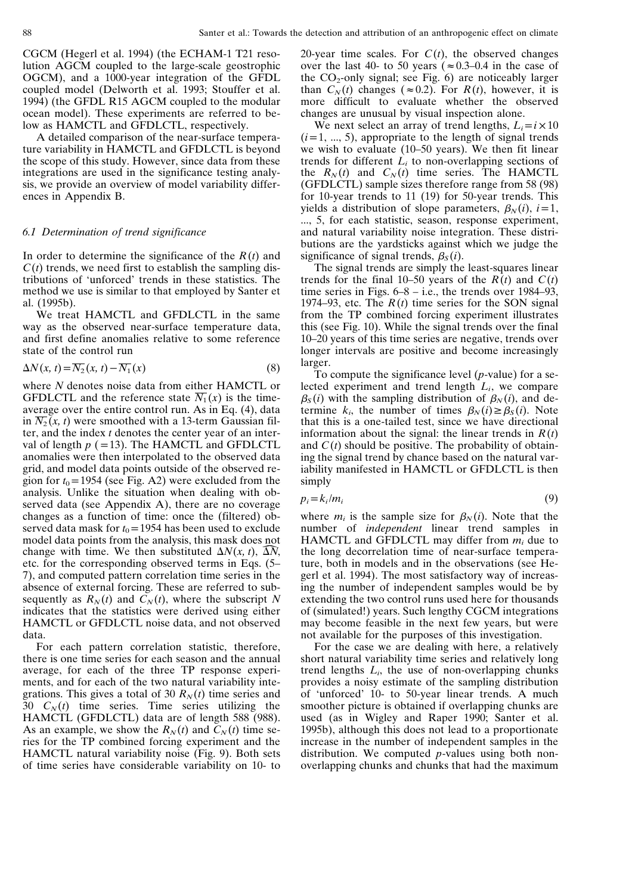CGCM (Hegerl et al. 1994) (the ECHAM-1 T21 resolution AGCM coupled to the large-scale geostrophic OGCM), and a 1000-year integration of the GFDL coupled model (Delworth et al. 1993; Stouffer et al. 1994) (the GFDL R15 AGCM coupled to the modular ocean model). These experiments are referred to below as HAMCTL and GFDLCTL, respectively.

A detailed comparison of the near-surface temperature variability in HAMCTL and GFDLCTL is beyond the scope of this study. However, since data from these integrations are used in the significance testing analysis, we provide an overview of model variability differences in Appendix B.

### 6.1 Determination of trend significance

In order to determine the significance of the $R(t)$ and $C(t)$ trends, we need first to establish the sampling distributions of 'unforced' trends in these statistics. The method we use is similar to that employed by Santer et al. (1995b).

We treat HAMCTL and GFDLCTL in the same way as the observed near-surface temperature data, and first define anomalies relative to some reference state of the control run

$$\Delta N(x,t) = \overline{N_2}(x,t) - \overline{N_1}(x) \tag{8}$$

where $N$ denotes noise data from either HAMCTL or GFDLCTL and the reference state $\overline{N_1}(x)$ is the time-average over the entire control run. As in Eq. (4), data in $\overline{N_2}(x,t)$ were smoothed with a 13-term Gaussian filter, and the index $t$ denotes the center year of an interval of length $p$ (=13). The HAMCTL and GFDLCTL anomalies were then interpolated to the observed data grid, and model data points outside of the observed region for $t_0=1954$ (see Fig. A2) were excluded from the analysis. Unlike the situation when dealing with observed data (see Appendix A), there are no coverage changes as a function of time: once the (filtered) observed data mask for $t_0=1954$ has been used to exclude model data points from the analysis, this mask does not change with time. We then substituted $\Delta N(x,t)$, $\widehat{\Delta N}$, etc. for the corresponding observed terms in Eqs. (5–7), and computed pattern correlation time series in the absence of external forcing. These are referred to subsequently as $R_N(t)$ and $C_N(t)$, where the subscript $N$ indicates that the statistics were derived using either HAMCTL or GFDLCTL noise data, and not observed data.

For each pattern correlation statistic, therefore, there is one time series for each season and the annual average, for each of the three TP response experiments, and for each of the two natural variability integrations. This gives a total of 30 $R_N(t)$ time series and 30 $C_N(t)$ time series. Time series utilizing the HAMCTL (GFDLCTL) data are of length 588 (988). As an example, we show the $R_N(t)$ and $C_N(t)$ time series for the TP combined forcing experiment and the HAMCTL natural variability noise (Fig. 9). Both sets of time series have considerable variability on 10- to 20-year time scales. For $C(t)$, the observed changes over the last 40- to 50 years ($\approx$0.3–0.4 in the case of the $CO_2$-only signal; see Fig. 6) are noticeably larger than $C_N(t)$ changes ($\approx$0.2). For $R(t)$, however, it is more difficult to evaluate whether the observed changes are unusual by visual inspection alone.

We next select an array of trend lengths, $L_i = i \times 10$ ($i=1, ..., 5$), appropriate to the length of signal trends we wish to evaluate (10–50 years). We then fit linear trends for different $L_i$ to non-overlapping sections of the $R_N(t)$ and $C_N(t)$ time series. The HAMCTL (GFDLCTL) sample sizes therefore range from 58 (98) for 10-year trends to 11 (19) for 50-year trends. This yields a distribution of slope parameters, $\beta_N(i)$, $i=1, ..., 5$, for each statistic, season, response experiment, and natural variability noise integration. These distributions are the yardsticks against which we judge the significance of signal trends, $\beta_S(i)$.

The signal trends are simply the least-squares linear trends for the final 10–50 years of the $R(t)$ and $C(t)$ time series in Figs. 6–8 – i.e., the trends over 1984–93, 1974–93, etc. The $R(t)$ time series for the SON signal from the TP combined forcing experiment illustrates this (see Fig. 10). While the signal trends over the final 10–20 years of this time series are negative, trends over longer intervals are positive and become increasingly larger.

To compute the significance level ($p$-value) for a selected experiment and trend length $L_i$, we compare $\beta_S(i)$ with the sampling distribution of $\beta_N(i)$, and determine $k_i$, the number of times $\beta_N(i) \geq \beta_S(i)$. Note that this is a one-tailed test, since we have directional information about the signal: the linear trends in $R(t)$ and $C(t)$ should be positive. The probability of obtaining the signal trend by chance based on the natural variability manifested in HAMCTL or GFDLCTL is then simply

$$p_i = k_i / m_i \tag{9}$$

where $m_i$ is the sample size for $\beta_N(i)$. Note that the number of *independent* linear trend samples in HAMCTL and GFDLCTL may differ from $m_i$ due to the long decorrelation time of near-surface temperature, both in models and in the observations (see Hegerl et al. 1994). The most satisfactory way of increasing the number of independent samples would be by extending the two control runs used here for thousands of (simulated!) years. Such lengthy CGCM integrations may become feasible in the next few years, but were not available for the purposes of this investigation.

For the case we are dealing with here, a relatively short natural variability time series and relatively long trend lengths $L_i$, the use of non-overlapping chunks provides a noisy estimate of the sampling distribution of 'unforced' 10- to 50-year linear trends. A much smoother picture is obtained if overlapping chunks are used (as in Wigley and Raper 1990; Santer et al. 1995b), although this does not lead to a proportionate increase in the number of independent samples in the distribution. We computed $p$-values using both non-overlapping chunks and chunks that had the maximum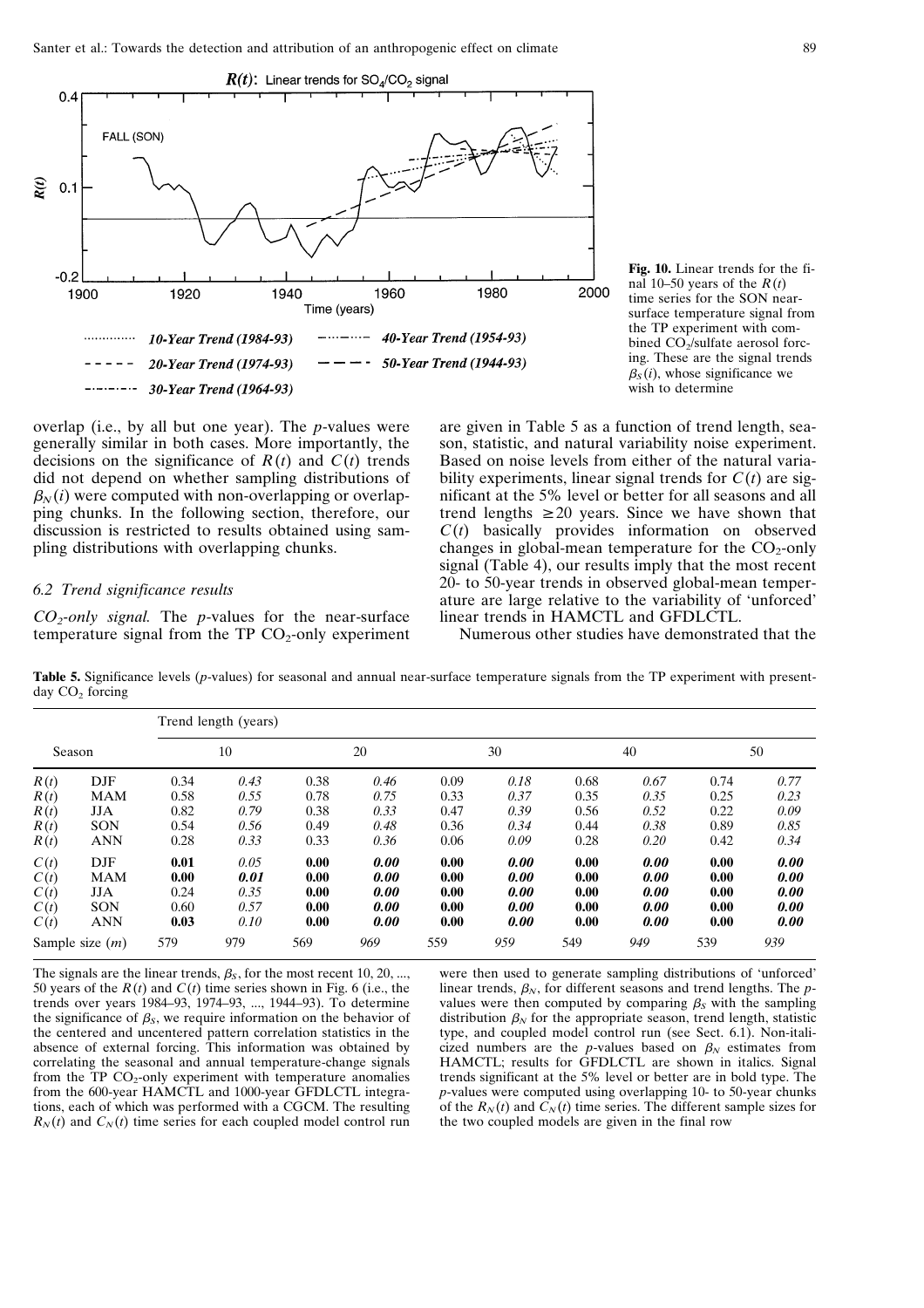**Fig. 10.** Linear trends for the final 10–50 years of the $R(t)$ time series for the SON near-surface temperature signal from the TP experiment with combined $CO_2$/sulfate aerosol forcing. These are the signal trends $\beta_S(i)$, whose significance we wish to determine

overlap (i.e., by all but one year). The *p*-values were generally similar in both cases. More importantly, the decisions on the significance of $R(t)$ and $C(t)$ trends did not depend on whether sampling distributions of $\beta_N(i)$ were computed with non-overlapping or overlapping chunks. In the following section, therefore, our discussion is restricted to results obtained using sampling distributions with overlapping chunks.

### 6.2 Trend significance results

*$CO_2$-only signal.* The *p*-values for the near-surface temperature signal from the TP $CO_2$-only experiment are given in Table 5 as a function of trend length, season, statistic, and natural variability noise experiment. Based on noise levels from either of the natural variability experiments, linear signal trends for $C(t)$ are significant at the 5% level or better for all seasons and all trend lengths $\geq 20$ years. Since we have shown that $C(t)$ basically provides information on observed changes in global-mean temperature for the $CO_2$-only signal (Table 4), our results imply that the most recent 20- to 50-year trends in observed global-mean temperature are large relative to the variability of 'unforced' linear trends in HAMCTL and GFDLCTL.

Numerous other studies have demonstrated that the

**Table 5.** Significance levels (*p*-values) for seasonal and annual near-surface temperature signals from the TP experiment with present-day $CO_2$ forcing

| | Season | Trend length (years) | | | | | | | | | |
|---|---|---|---|---|---|---|---|---|---|---|---|
| | | 10 | | 20 | | 30 | | 40 | | 50 | |
| $R(t)$ | DJF | 0.34 | *0.43* | 0.38 | *0.46* | 0.09 | *0.18* | 0.68 | *0.67* | 0.74 | *0.77* |
| $R(t)$ | MAM | 0.58 | *0.55* | 0.78 | *0.75* | 0.33 | *0.37* | 0.35 | *0.35* | 0.25 | *0.23* |
| $R(t)$ | JJA | 0.82 | *0.79* | 0.38 | *0.33* | 0.47 | *0.39* | 0.56 | *0.52* | 0.22 | *0.09* |
| $R(t)$ | SON | 0.54 | *0.56* | 0.49 | *0.48* | 0.36 | *0.34* | 0.44 | *0.38* | 0.89 | *0.85* |
| $R(t)$ | ANN | 0.28 | *0.33* | 0.33 | *0.36* | 0.06 | *0.09* | 0.28 | *0.20* | 0.42 | *0.34* |
| $C(t)$ | DJF | **0.01** | *0.05* | **0.00** | ***0.00*** | **0.00** | ***0.00*** | **0.00** | ***0.00*** | **0.00** | ***0.00*** |
| $C(t)$ | MAM | **0.00** | ***0.01*** | **0.00** | ***0.00*** | **0.00** | ***0.00*** | **0.00** | ***0.00*** | **0.00** | ***0.00*** |
| $C(t)$ | JJA | 0.24 | *0.35* | **0.00** | ***0.00*** | **0.00** | ***0.00*** | **0.00** | ***0.00*** | **0.00** | ***0.00*** |
| $C(t)$ | SON | 0.60 | *0.57* | **0.00** | ***0.00*** | **0.00** | ***0.00*** | **0.00** | ***0.00*** | **0.00** | ***0.00*** |
| $C(t)$ | ANN | **0.03** | *0.10* | **0.00** | ***0.00*** | **0.00** | ***0.00*** | **0.00** | ***0.00*** | **0.00** | ***0.00*** |
| Sample size ($m$) | | 579 | *979* | 569 | *969* | 559 | *959* | 549 | *949* | 539 | *939* |

The signals are the linear trends, $\beta_S$, for the most recent 10, 20, ..., 50 years of the $R(t)$ and $C(t)$ time series shown in Fig. 6 (i.e., the trends over years 1984–93, 1974–93, ..., 1944–93). To determine the significance of $\beta_S$, we require information on the behavior of the centered and uncentered pattern correlation statistics in the absence of external forcing. This information was obtained by correlating the seasonal and annual temperature-change signals from the TP $CO_2$-only experiment with temperature anomalies from the 600-year HAMCTL and 1000-year GFDLCTL integrations, each of which was performed with a CGCM. The resulting $R_N(t)$ and $C_N(t)$ time series for each coupled model control run were then used to generate sampling distributions of 'unforced' linear trends, $\beta_N$, for different seasons and trend lengths. The *p*-values were then computed by comparing $\beta_S$ with the sampling distribution $\beta_N$ for the appropriate season, trend length, statistic type, and coupled model control run (see Sect. 6.1). Non-italicized numbers are the *p*-values based on $\beta_N$ estimates from HAMCTL; results for GFDLCTL are shown in italics. Signal trends significant at the 5% level or better are in bold type. The *p*-values were computed using overlapping 10- to 50-year chunks of the $R_N(t)$ and $C_N(t)$ time series. The different sample sizes for the two coupled models are given in the final row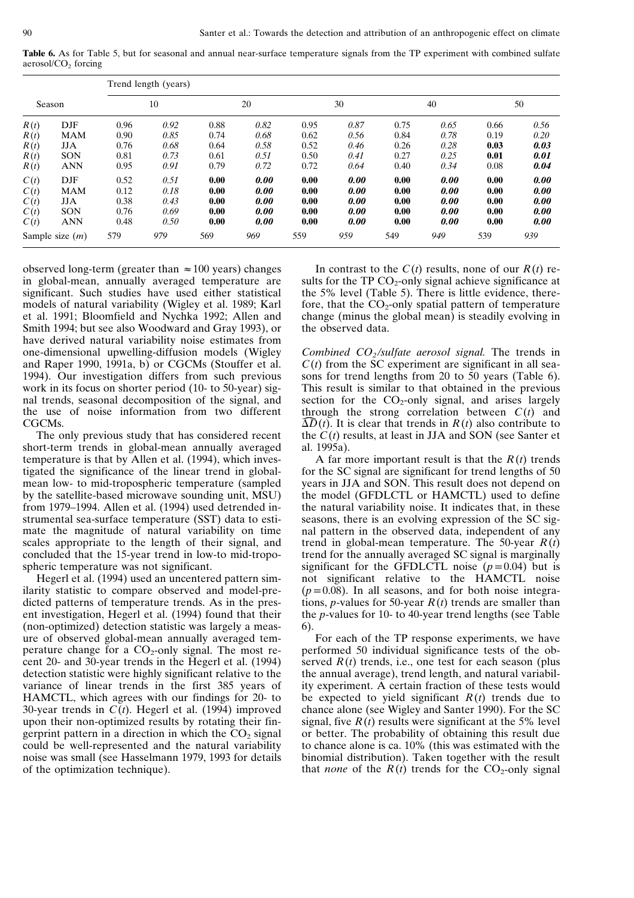**Table 6.** As for Table 5, but for seasonal and annual near-surface temperature signals from the TP experiment with combined sulfate aerosol/$CO_2$ forcing

| Season | | Trend length (years) | | | | | | | | | |
|---|---|---|---|---|---|---|---|---|---|---|---|
| | | 10 | | 20 | | 30 | | 40 | | 50 | |
| $R(t)$ | DJF | 0.96 | *0.92* | 0.88 | *0.82* | 0.95 | *0.87* | 0.75 | *0.65* | 0.66 | *0.56* |
| $R(t)$ | MAM | 0.90 | *0.85* | 0.74 | *0.68* | 0.62 | *0.56* | 0.84 | *0.78* | 0.19 | *0.20* |
| $R(t)$ | JJA | 0.76 | *0.68* | 0.64 | *0.58* | 0.52 | *0.46* | 0.26 | *0.28* | **0.03** | ***0.03*** |
| $R(t)$ | SON | 0.81 | *0.73* | 0.61 | *0.51* | 0.50 | *0.41* | 0.27 | *0.25* | **0.01** | ***0.01*** |
| $R(t)$ | ANN | 0.95 | *0.91* | 0.79 | *0.72* | 0.72 | *0.64* | 0.40 | *0.34* | 0.08 | ***0.04*** |
| $C(t)$ | DJF | 0.52 | *0.51* | **0.00** | ***0.00*** | **0.00** | ***0.00*** | **0.00** | ***0.00*** | **0.00** | ***0.00*** |
| $C(t)$ | MAM | 0.12 | *0.18* | **0.00** | ***0.00*** | **0.00** | ***0.00*** | **0.00** | ***0.00*** | **0.00** | ***0.00*** |
| $C(t)$ | JJA | 0.38 | *0.43* | **0.00** | ***0.00*** | **0.00** | ***0.00*** | **0.00** | ***0.00*** | **0.00** | ***0.00*** |
| $C(t)$ | SON | 0.76 | *0.69* | **0.00** | ***0.00*** | **0.00** | ***0.00*** | **0.00** | ***0.00*** | **0.00** | ***0.00*** |
| $C(t)$ | ANN | 0.48 | *0.50* | **0.00** | ***0.00*** | **0.00** | ***0.00*** | **0.00** | ***0.00*** | **0.00** | ***0.00*** |
| Sample size ($m$) | | 579 | *979* | 569 | *969* | 559 | *959* | 549 | *949* | 539 | *939* |

observed long-term (greater than $\approx 100$ years) changes in global-mean, annually averaged temperature are significant. Such studies have used either statistical models of natural variability (Wigley et al. 1989; Karl et al. 1991; Bloomfield and Nychka 1992; Allen and Smith 1994; but see also Woodward and Gray 1993), or have derived natural variability noise estimates from one-dimensional upwelling-diffusion models (Wigley and Raper 1990, 1991a, b) or CGCMs (Stouffer et al. 1994). Our investigation differs from such previous work in its focus on shorter period (10- to 50-year) signal trends, seasonal decomposition of the signal, and the use of noise information from two different CGCMs.

The only previous study that has considered recent short-term trends in global-mean annually averaged temperature is that by Allen et al. (1994), which investigated the significance of the linear trend in global-mean low- to mid-tropospheric temperature (sampled by the satellite-based microwave sounding unit, MSU) from 1979–1994. Allen et al. (1994) used detrended instrumental sea-surface temperature (SST) data to estimate the magnitude of natural variability on time scales appropriate to the length of their signal, and concluded that the 15-year trend in low-to mid-tropospheric temperature was not significant.

Hegerl et al. (1994) used an uncentered pattern similarity statistic to compare observed and model-predicted patterns of temperature trends. As in the present investigation, Hegerl et al. (1994) found that their (non-optimized) detection statistic was largely a measure of observed global-mean annually averaged temperature change for a $CO_2$-only signal. The most recent 20- and 30-year trends in the Hegerl et al. (1994) detection statistic were highly significant relative to the variance of linear trends in the first 385 years of HAMCTL, which agrees with our findings for 20- to 30-year trends in $C(t)$. Hegerl et al. (1994) improved upon their non-optimized results by rotating their fingerprint pattern in a direction in which the $CO_2$ signal could be well-represented and the natural variability noise was small (see Hasselmann 1979, 1993 for details of the optimization technique).

In contrast to the $C(t)$ results, none of our $R(t)$ results for the TP $CO_2$-only signal achieve significance at the 5% level (Table 5). There is little evidence, therefore, that the $CO_2$-only spatial pattern of temperature change (minus the global mean) is steadily evolving in the observed data.

*Combined $CO_2$/sulfate aerosol signal.* The trends in $C(t)$ from the SC experiment are significant in all seasons for trend lengths from 20 to 50 years (Table 6). This result is similar to that obtained in the previous section for the $CO_2$-only signal, and arises largely through the strong correlation between $C(t)$ and $\overline{\Delta D}(t)$. It is clear that trends in $R(t)$ also contribute to the $C(t)$ results, at least in JJA and SON (see Santer et al. 1995a).

A far more important result is that the $R(t)$ trends for the SC signal are significant for trend lengths of 50 years in JJA and SON. This result does not depend on the model (GFDLCTL or HAMCTL) used to define the natural variability noise. It indicates that, in these seasons, there is an evolving expression of the SC signal pattern in the observed data, independent of any trend in global-mean temperature. The 50-year $R(t)$ trend for the annually averaged SC signal is marginally significant for the GFDLCTL noise ($p = 0.04$) but is not significant relative to the HAMCTL noise ($p = 0.08$). In all seasons, and for both noise integrations, $p$-values for 50-year $R(t)$ trends are smaller than the $p$-values for 10- to 40-year trend lengths (see Table 6).

For each of the TP response experiments, we have performed 50 individual significance tests of the observed $R(t)$ trends, i.e., one test for each season (plus the annual average), trend length, and natural variability experiment. A certain fraction of these tests would be expected to yield significant $R(t)$ trends due to chance alone (see Wigley and Santer 1990). For the SC signal, five $R(t)$ results were significant at the 5% level or better. The probability of obtaining this result due to chance alone is ca. 10% (this was estimated with the binomial distribution). Taken together with the result that *none* of the $R(t)$ trends for the $CO_2$-only signal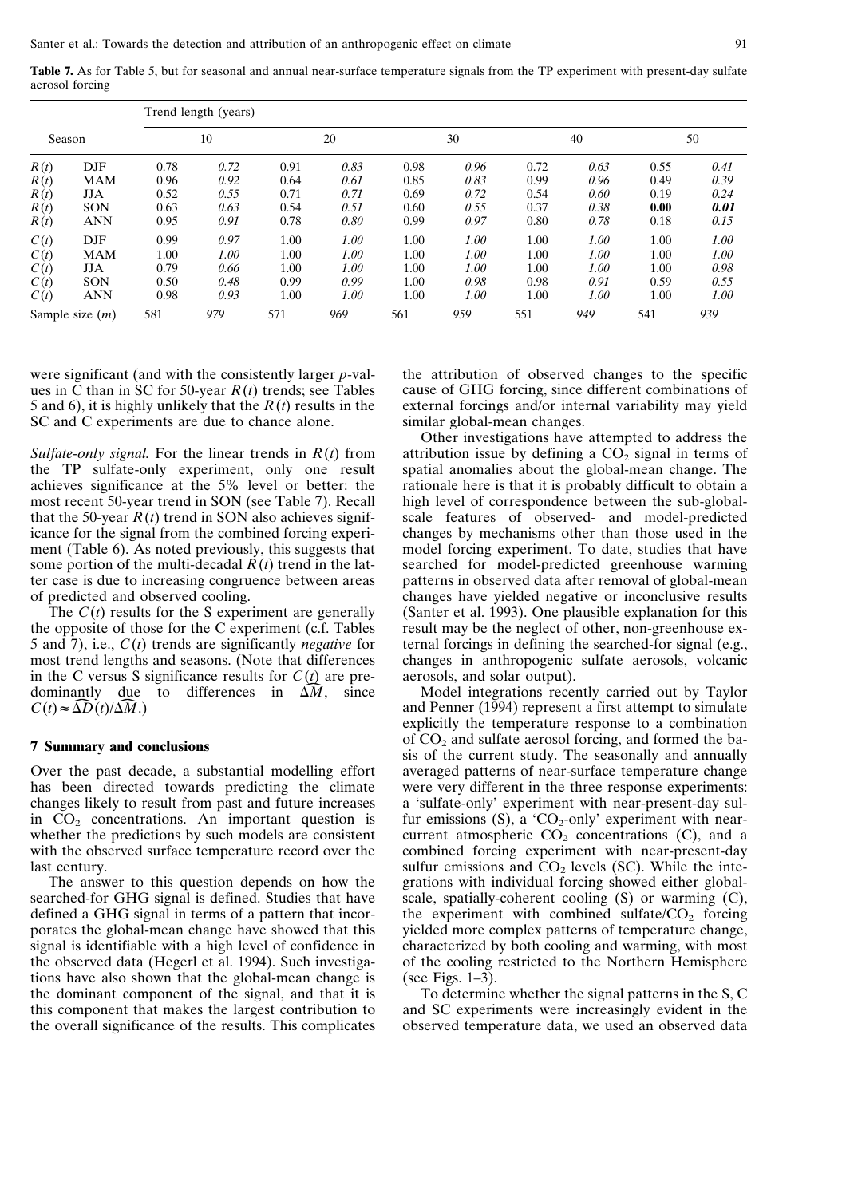**Table 7.** As for Table 5, but for seasonal and annual near-surface temperature signals from the TP experiment with present-day sulfate aerosol forcing

| Season | | Trend length (years) | | | | | | | | | |
|---|---|---|---|---|---|---|---|---|---|---|---|
| | | 10 | | 20 | | 30 | | 40 | | 50 | |
| $R(t)$ | DJF | 0.78 | *0.72* | 0.91 | *0.83* | 0.98 | *0.96* | 0.72 | *0.63* | 0.55 | *0.41* |
| $R(t)$ | MAM | 0.96 | *0.92* | 0.64 | *0.61* | 0.85 | *0.83* | 0.99 | *0.96* | 0.49 | *0.39* |
| $R(t)$ | JJA | 0.52 | *0.55* | 0.71 | *0.71* | 0.69 | *0.72* | 0.54 | *0.60* | 0.19 | *0.24* |
| $R(t)$ | SON | 0.63 | *0.63* | 0.54 | *0.51* | 0.60 | *0.55* | 0.37 | *0.38* | **0.00** | ***0.01*** |
| $R(t)$ | ANN | 0.95 | *0.91* | 0.78 | *0.80* | 0.99 | *0.97* | 0.80 | *0.78* | 0.18 | *0.15* |
| $C(t)$ | DJF | 0.99 | *0.97* | 1.00 | *1.00* | 1.00 | *1.00* | 1.00 | *1.00* | 1.00 | *1.00* |
| $C(t)$ | MAM | 1.00 | *1.00* | 1.00 | *1.00* | 1.00 | *1.00* | 1.00 | *1.00* | 1.00 | *1.00* |
| $C(t)$ | JJA | 0.79 | *0.66* | 1.00 | *1.00* | 1.00 | *1.00* | 1.00 | *1.00* | 1.00 | *0.98* |
| $C(t)$ | SON | 0.50 | *0.48* | 0.99 | *0.99* | 1.00 | *0.98* | 0.98 | *0.91* | 0.59 | *0.55* |
| $C(t)$ | ANN | 0.98 | *0.93* | 1.00 | *1.00* | 1.00 | *1.00* | 1.00 | *1.00* | 1.00 | *1.00* |
| Sample size ($m$) | | 581 | *979* | 571 | *969* | 561 | *959* | 551 | *949* | 541 | *939* |

were significant (and with the consistently larger *p*-values in C than in SC for 50-year $R(t)$ trends; see Tables 5 and 6), it is highly unlikely that the $R(t)$ results in the SC and C experiments are due to chance alone.

*Sulfate-only signal.* For the linear trends in $R(t)$ from the TP sulfate-only experiment, only one result achieves significance at the 5% level or better: the most recent 50-year trend in SON (see Table 7). Recall that the 50-year $R(t)$ trend in SON also achieves significance for the signal from the combined forcing experiment (Table 6). As noted previously, this suggests that some portion of the multi-decadal $R(t)$ trend in the latter case is due to increasing congruence between areas of predicted and observed cooling.

The $C(t)$ results for the S experiment are generally the opposite of those for the C experiment (c.f. Tables 5 and 7), i.e., $C(t)$ trends are significantly *negative* for most trend lengths and seasons. (Note that differences in the C versus S significance results for $C(t)$ are predominantly due to differences in $\widehat{\Delta M}$, since $C(t) \approx \widehat{\Delta D}(t)/\widehat{\Delta M}$.)

## 7 Summary and conclusions

Over the past decade, a substantial modelling effort has been directed towards predicting the climate changes likely to result from past and future increases in $CO_2$ concentrations. An important question is whether the predictions by such models are consistent with the observed surface temperature record over the last century.

The answer to this question depends on how the searched-for GHG signal is defined. Studies that have defined a GHG signal in terms of a pattern that incorporates the global-mean change have showed that this signal is identifiable with a high level of confidence in the observed data (Hegerl et al. 1994). Such investigations have also shown that the global-mean change is the dominant component of the signal, and that it is this component that makes the largest contribution to the overall significance of the results. This complicates the attribution of observed changes to the specific cause of GHG forcing, since different combinations of external forcings and/or internal variability may yield similar global-mean changes.

Other investigations have attempted to address the attribution issue by defining a $CO_2$ signal in terms of spatial anomalies about the global-mean change. The rationale here is that it is probably difficult to obtain a high level of correspondence between the sub-global-scale features of observed- and model-predicted changes by mechanisms other than those used in the model forcing experiment. To date, studies that have searched for model-predicted greenhouse warming patterns in observed data after removal of global-mean changes have yielded negative or inconclusive results (Santer et al. 1993). One plausible explanation for this result may be the neglect of other, non-greenhouse external forcings in defining the searched-for signal (e.g., changes in anthropogenic sulfate aerosols, volcanic aerosols, and solar output).

Model integrations recently carried out by Taylor and Penner (1994) represent a first attempt to simulate explicitly the temperature response to a combination of $CO_2$ and sulfate aerosol forcing, and formed the basis of the current study. The seasonally and annually averaged patterns of near-surface temperature change were very different in the three response experiments: a 'sulfate-only' experiment with near-present-day sulfur emissions (S), a '$CO_2$-only' experiment with near-current atmospheric $CO_2$ concentrations (C), and a combined forcing experiment with near-present-day sulfur emissions and $CO_2$ levels (SC). While the integrations with individual forcing showed either global-scale, spatially-coherent cooling (S) or warming (C), the experiment with combined sulfate/$CO_2$ forcing yielded more complex patterns of temperature change, characterized by both cooling and warming, with most of the cooling restricted to the Northern Hemisphere (see Figs. 1–3).

To determine whether the signal patterns in the S, C and SC experiments were increasingly evident in the observed temperature data, we used an observed data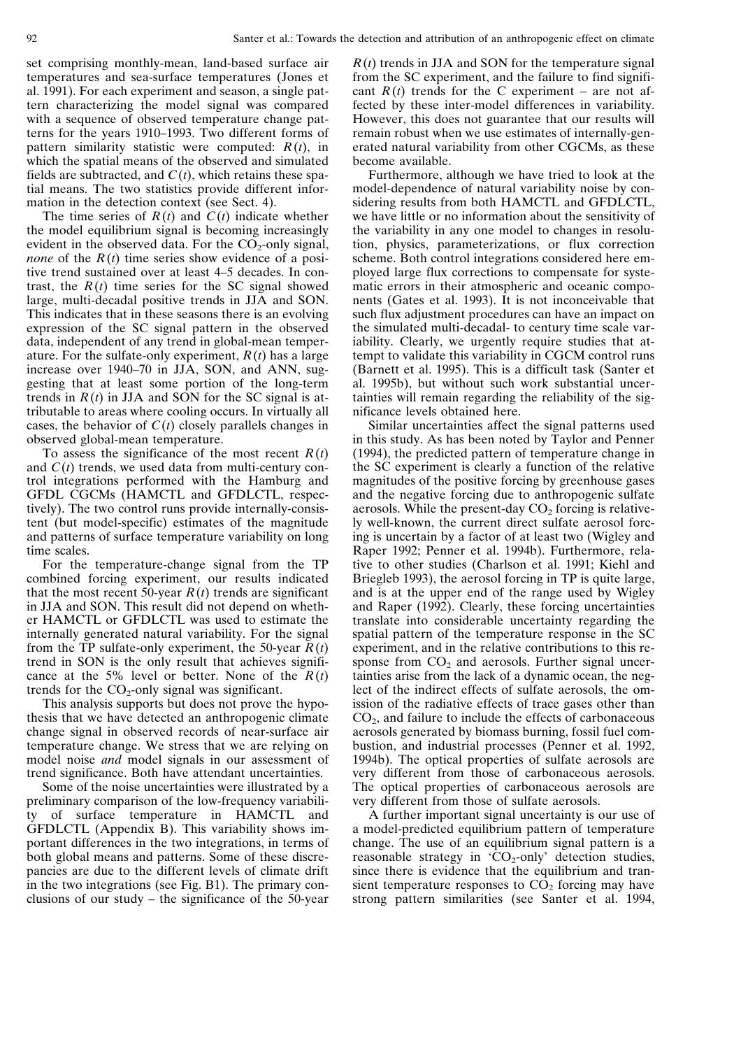set comprising monthly-mean, land-based surface air temperatures and sea-surface temperatures (Jones et al. 1991). For each experiment and season, a single pattern characterizing the model signal was compared with a sequence of observed temperature change patterns for the years 1910–1993. Two different forms of pattern similarity statistic were computed: $R(t)$, in which the spatial means of the observed and simulated fields are subtracted, and $C(t)$, which retains these spatial means. The two statistics provide different information in the detection context (see Sect. 4).

The time series of $R(t)$ and $C(t)$ indicate whether the model equilibrium signal is becoming increasingly evident in the observed data. For the $CO_2$-only signal, *none* of the $R(t)$ time series show evidence of a positive trend sustained over at least 4–5 decades. In contrast, the $R(t)$ time series for the SC signal showed large, multi-decadal positive trends in JJA and SON. This indicates that in these seasons there is an evolving expression of the SC signal pattern in the observed data, independent of any trend in global-mean temperature. For the sulfate-only experiment, $R(t)$ has a large increase over 1940–70 in JJA, SON, and ANN, suggesting that at least some portion of the long-term trends in $R(t)$ in JJA and SON for the SC signal is attributable to areas where cooling occurs. In virtually all cases, the behavior of $C(t)$ closely parallels changes in observed global-mean temperature.

To assess the significance of the most recent $R(t)$ and $C(t)$ trends, we used data from multi-century control integrations performed with the Hamburg and GFDL CGCMs (HAMCTL and GFDLCTL, respectively). The two control runs provide internally-consistent (but model-specific) estimates of the magnitude and patterns of surface temperature variability on long time scales.

For the temperature-change signal from the TP combined forcing experiment, our results indicated that the most recent 50-year $R(t)$ trends are significant in JJA and SON. This result did not depend on whether HAMCTL or GFDLCTL was used to estimate the internally generated natural variability. For the signal from the TP sulfate-only experiment, the 50-year $R(t)$ trend in SON is the only result that achieves significance at the 5% level or better. None of the $R(t)$ trends for the $CO_2$-only signal was significant.

This analysis supports but does not prove the hypothesis that we have detected an anthropogenic climate change signal in observed records of near-surface air temperature change. We stress that we are relying on model noise *and* model signals in our assessment of trend significance. Both have attendant uncertainties.

Some of the noise uncertainties were illustrated by a preliminary comparison of the low-frequency variability of surface temperature in HAMCTL and GFDLCTL (Appendix B). This variability shows important differences in the two integrations, in terms of both global means and patterns. Some of these discrepancies are due to the different levels of climate drift in the two integrations (see Fig. B1). The primary conclusions of our study – the significance of the 50-year $R(t)$ trends in JJA and SON for the temperature signal from the SC experiment, and the failure to find significant $R(t)$ trends for the C experiment – are not affected by these inter-model differences in variability. However, this does not guarantee that our results will remain robust when we use estimates of internally-generated natural variability from other CGCMs, as these become available.

Furthermore, although we have tried to look at the model-dependence of natural variability noise by considering results from both HAMCTL and GFDLCTL, we have little or no information about the sensitivity of the variability in any one model to changes in resolution, physics, parameterizations, or flux correction scheme. Both control integrations considered here employed large flux corrections to compensate for systematic errors in their atmospheric and oceanic components (Gates et al. 1993). It is not inconceivable that such flux adjustment procedures can have an impact on the simulated multi-decadal- to century time scale variability. Clearly, we urgently require studies that attempt to validate this variability in CGCM control runs (Barnett et al. 1995). This is a difficult task (Santer et al. 1995b), but without such work substantial uncertainties will remain regarding the reliability of the significance levels obtained here.

Similar uncertainties affect the signal patterns used in this study. As has been noted by Taylor and Penner (1994), the predicted pattern of temperature change in the SC experiment is clearly a function of the relative magnitudes of the positive forcing by greenhouse gases and the negative forcing due to anthropogenic sulfate aerosols. While the present-day $CO_2$ forcing is relatively well-known, the current direct sulfate aerosol forcing is uncertain by a factor of at least two (Wigley and Raper 1992; Penner et al. 1994b). Furthermore, relative to other studies (Charlson et al. 1991; Kiehl and Briegleb 1993), the aerosol forcing in TP is quite large, and is at the upper end of the range used by Wigley and Raper (1992). Clearly, these forcing uncertainties translate into considerable uncertainty regarding the spatial pattern of the temperature response in the SC experiment, and in the relative contributions to this response from $CO_2$ and aerosols. Further signal uncertainties arise from the lack of a dynamic ocean, the neglect of the indirect effects of sulfate aerosols, the omission of the radiative effects of trace gases other than $CO_2$, and failure to include the effects of carbonaceous aerosols generated by biomass burning, fossil fuel combustion, and industrial processes (Penner et al. 1992, 1994b). The optical properties of sulfate aerosols are very different from those of carbonaceous aerosols. The optical properties of carbonaceous aerosols are very different from those of sulfate aerosols.

A further important signal uncertainty is our use of a model-predicted equilibrium pattern of temperature change. The use of an equilibrium signal pattern is a reasonable strategy in '$CO_2$-only' detection studies, since there is evidence that the equilibrium and transient temperature responses to $CO_2$ forcing may have strong pattern similarities (see Santer et al. 1994,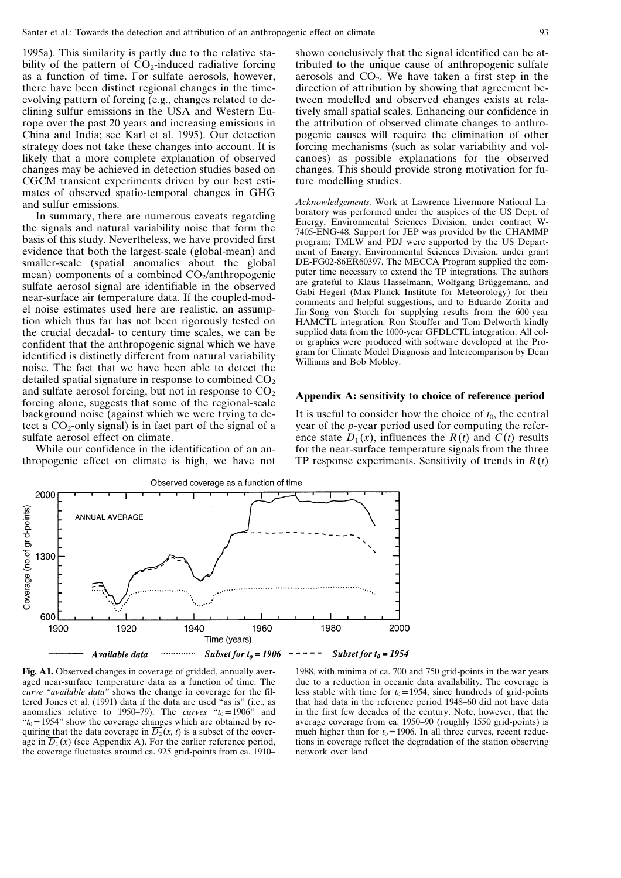1995a). This similarity is partly due to the relative stability of the pattern of $CO_2$-induced radiative forcing as a function of time. For sulfate aerosols, however, there have been distinct regional changes in the time-evolving pattern of forcing (e.g., changes related to declining sulfur emissions in the USA and Western Europe over the past 20 years and increasing emissions in China and India; see Karl et al. 1995). Our detection strategy does not take these changes into account. It is likely that a more complete explanation of observed changes may be achieved in detection studies based on CGCM transient experiments driven by our best estimates of observed spatio-temporal changes in GHG and sulfur emissions.

In summary, there are numerous caveats regarding the signals and natural variability noise that form the basis of this study. Nevertheless, we have provided first evidence that both the largest-scale (global-mean) and smaller-scale (spatial anomalies about the global mean) components of a combined $CO_2$/anthropogenic sulfate aerosol signal are identifiable in the observed near-surface air temperature data. If the coupled-model noise estimates used here are realistic, an assumption which thus far has not been rigorously tested on the crucial decadal- to century time scales, we can be confident that the anthropogenic signal which we have identified is distinctly different from natural variability noise. The fact that we have been able to detect the detailed spatial signature in response to combined $CO_2$ and sulfate aerosol forcing, but not in response to $CO_2$ forcing alone, suggests that some of the regional-scale background noise (against which we were trying to detect a $CO_2$-only signal) is in fact part of the signal of a sulfate aerosol effect on climate.

While our confidence in the identification of an anthropogenic effect on climate is high, we have not shown conclusively that the signal identified can be attributed to the unique cause of anthropogenic sulfate aerosols and $CO_2$. We have taken a first step in the direction of attribution by showing that agreement between modelled and observed changes exists at relatively small spatial scales. Enhancing our confidence in the attribution of observed climate changes to anthropogenic causes will require the elimination of other forcing mechanisms (such as solar variability and volcanoes) as possible explanations for the observed changes. This should provide strong motivation for future modelling studies.

*Acknowledgements.* Work at Lawrence Livermore National Laboratory was performed under the auspices of the US Dept. of Energy, Environmental Sciences Division, under contract W-7405-ENG-48. Support for JEP was provided by the CHAMMP program; TMLW and PDJ were supported by the US Department of Energy, Environmental Sciences Division, under grant DE-FG02-86ER60397. The MECCA Program supplied the computer time necessary to extend the TP integrations. The authors are grateful to Klaus Hasselmann, Wolfgang Brüggemann, and Gabi Hegerl (Max-Planck Institute for Meteorology) for their comments and helpful suggestions, and to Eduardo Zorita and Jin-Song von Storch for supplying results from the 600-year HAMCTL integration. Ron Stouffer and Tom Delworth kindly supplied data from the 1000-year GFDLCTL integration. All color graphics were produced with software developed at the Program for Climate Model Diagnosis and Intercomparison by Dean Williams and Bob Mobley.

## Appendix A: sensitivity to choice of reference period

It is useful to consider how the choice of $t_0$, the central year of the *p*-year period used for computing the reference state $\overline{D_1}(x)$, influences the $R(t)$ and $C(t)$ results for the near-surface temperature signals from the three TP response experiments. Sensitivity of trends in $R(t)$

**Fig. A1.** Observed changes in coverage of gridded, annually averaged near-surface temperature data as a function of time. The *curve "available data"* shows the change in coverage for the filtered Jones et al. (1991) data if the data are used "as is" (i.e., as anomalies relative to 1950–79). The *curves* "$t_0=1906$" and "$t_0=1954$" show the coverage changes which are obtained by requiring that the data coverage in $\overline{D_2}(x, t)$ is a subset of the coverage in $\overline{D_1}(x)$ (see Appendix A). For the earlier reference period, the coverage fluctuates around ca. 925 grid-points from ca. 1910–1988, with minima of ca. 700 and 750 grid-points in the war years due to a reduction in oceanic data availability. The coverage is less stable with time for $t_0=1954$, since hundreds of grid-points that had data in the reference period 1948–60 did not have data in the first few decades of the century. Note, however, that the average coverage from ca. 1950–90 (roughly 1550 grid-points) is much higher than for $t_0=1906$. In all three curves, recent reductions in coverage reflect the degradation of the station observing network over land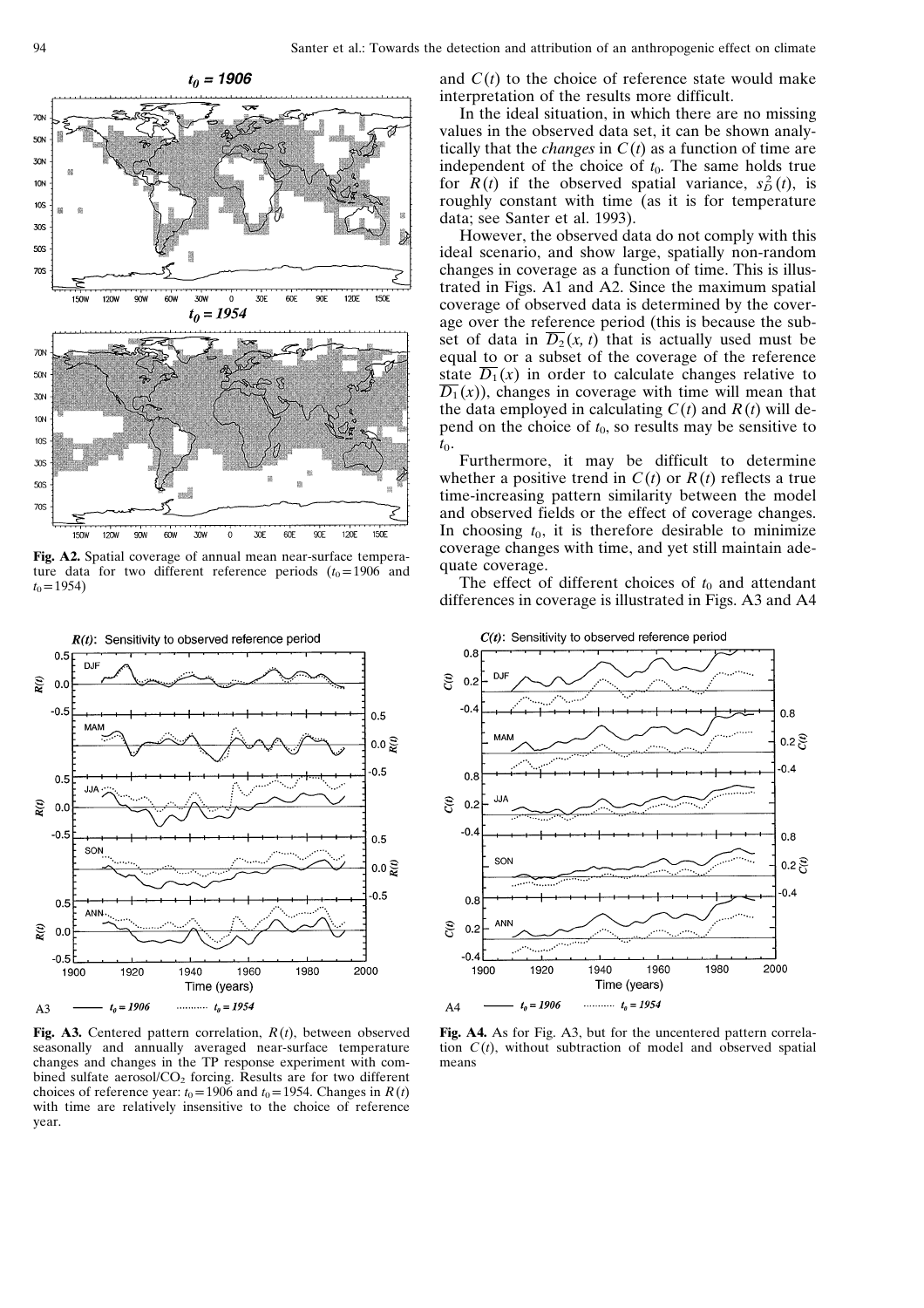Fig. A2. Spatial coverage of annual mean near-surface temperature data for two different reference periods ($t_0 = 1906$ and $t_0 = 1954$)

and $C(t)$ to the choice of reference state would make interpretation of the results more difficult.

In the ideal situation, in which there are no missing values in the observed data set, it can be shown analytically that the *changes* in $C(t)$ as a function of time are independent of the choice of $t_0$. The same holds true for $R(t)$ if the observed spatial variance, $s_D^2(t)$, is roughly constant with time (as it is for temperature data; see Santer et al. 1993).

However, the observed data do not comply with this ideal scenario, and show large, spatially non-random changes in coverage as a function of time. This is illustrated in Figs. A1 and A2. Since the maximum spatial coverage of observed data is determined by the coverage over the reference period (this is because the subset of data in $\overline{D_2}(x, t)$ that is actually used must be equal to or a subset of the coverage of the reference state $\overline{D_1}(x)$ in order to calculate changes relative to $\overline{D_1}(x)$), changes in coverage with time will mean that the data employed in calculating $C(t)$ and $R(t)$ will depend on the choice of $t_0$, so results may be sensitive to $t_0$.

Furthermore, it may be difficult to determine whether a positive trend in $C(t)$ or $R(t)$ reflects a true time-increasing pattern similarity between the model and observed fields or the effect of coverage changes. In choosing $t_0$, it is therefore desirable to minimize coverage changes with time, and yet still maintain adequate coverage.

The effect of different choices of $t_0$ and attendant differences in coverage is illustrated in Figs. A3 and A4

Fig. A3. Centered pattern correlation, $R(t)$, between observed seasonally and annually averaged near-surface temperature changes and changes in the TP response experiment with combined sulfate aerosol/$CO_2$ forcing. Results are for two different choices of reference year: $t_0 = 1906$ and $t_0 = 1954$. Changes in $R(t)$ with time are relatively insensitive to the choice of reference year.

Fig. A4. As for Fig. A3, but for the uncentered pattern correlation $C(t)$, without subtraction of model and observed spatial means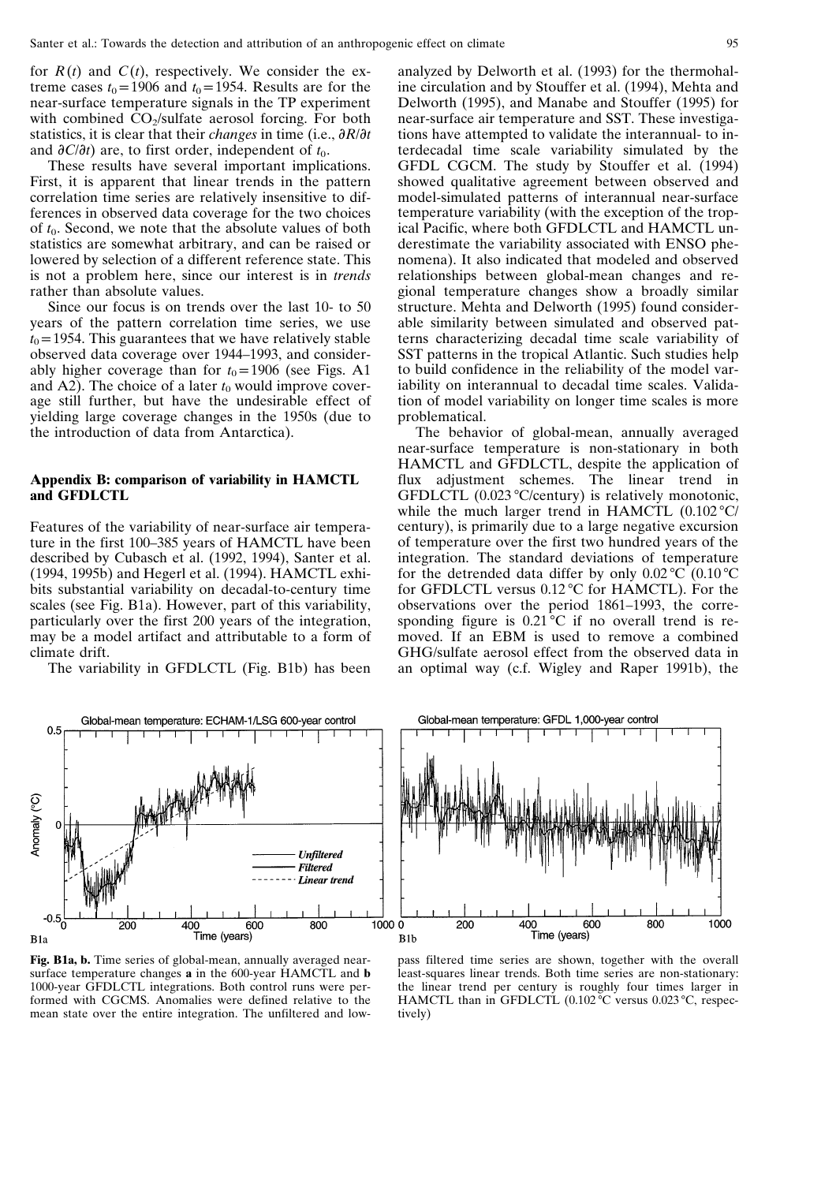for $R(t)$ and $C(t)$, respectively. We consider the extreme cases $t_0 = 1906$ and $t_0 = 1954$. Results are for the near-surface temperature signals in the TP experiment with combined $CO_2$/sulfate aerosol forcing. For both statistics, it is clear that their *changes* in time (i.e., $\partial R/\partial t$ and $\partial C/\partial t$) are, to first order, independent of $t_0$.

These results have several important implications. First, it is apparent that linear trends in the pattern correlation time series are relatively insensitive to differences in observed data coverage for the two choices of $t_0$. Second, we note that the absolute values of both statistics are somewhat arbitrary, and can be raised or lowered by selection of a different reference state. This is not a problem here, since our interest is in *trends* rather than absolute values.

Since our focus is on trends over the last 10- to 50 years of the pattern correlation time series, we use $t_0 = 1954$. This guarantees that we have relatively stable observed data coverage over 1944–1993, and considerably higher coverage than for $t_0 = 1906$ (see Figs. A1 and A2). The choice of a later $t_0$ would improve coverage still further, but have the undesirable effect of yielding large coverage changes in the 1950s (due to the introduction of data from Antarctica).

## Appendix B: comparison of variability in HAMCTL and GFDLCTL

Features of the variability of near-surface air temperature in the first 100–385 years of HAMCTL have been described by Cubasch et al. (1992, 1994), Santer et al. (1994, 1995b) and Hegerl et al. (1994). HAMCTL exhibits substantial variability on decadal-to-century time scales (see Fig. B1a). However, part of this variability, particularly over the first 200 years of the integration, may be a model artifact and attributable to a form of climate drift.

The variability in GFDLCTL (Fig. B1b) has been analyzed by Delworth et al. (1993) for the thermohaline circulation and by Stouffer et al. (1994), Mehta and Delworth (1995), and Manabe and Stouffer (1995) for near-surface air temperature and SST. These investigations have attempted to validate the interannual- to interdecadal time scale variability simulated by the GFDL CGCM. The study by Stouffer et al. (1994) showed qualitative agreement between observed and model-simulated patterns of interannual near-surface temperature variability (with the exception of the tropical Pacific, where both GFDLCTL and HAMCTL underestimate the variability associated with ENSO phenomena). It also indicated that modeled and observed relationships between global-mean changes and regional temperature changes show a broadly similar structure. Mehta and Delworth (1995) found considerable similarity between simulated and observed patterns characterizing decadal time scale variability of SST patterns in the tropical Atlantic. Such studies help to build confidence in the reliability of the model variability on interannual to decadal time scales. Validation of model variability on longer time scales is more problematical.

The behavior of global-mean, annually averaged near-surface temperature is non-stationary in both HAMCTL and GFDLCTL, despite the application of flux adjustment schemes. The linear trend in GFDLCTL (0.023 °C/century) is relatively monotonic, while the much larger trend in HAMCTL (0.102 °C/century), is primarily due to a large negative excursion of temperature over the first two hundred years of the integration. The standard deviations of temperature for the detrended data differ by only 0.02 °C (0.10 °C for GFDLCTL versus 0.12 °C for HAMCTL). For the observations over the period 1861–1993, the corresponding figure is 0.21 °C if no overall trend is removed. If an EBM is used to remove a combined GHG/sulfate aerosol effect from the observed data in an optimal way (c.f. Wigley and Raper 1991b), the

**Fig. B1a, b.** Time series of global-mean, annually averaged near-surface temperature changes **a** in the 600-year HAMCTL and **b** 1000-year GFDLCTL integrations. Both control runs were performed with CGCMS. Anomalies were defined relative to the mean state over the entire integration. The unfiltered and low-pass filtered time series are shown, together with the overall least-squares linear trends. Both time series are non-stationary: the linear trend per century is roughly four times larger in HAMCTL than in GFDLCTL (0.102 °C versus 0.023 °C, respectively)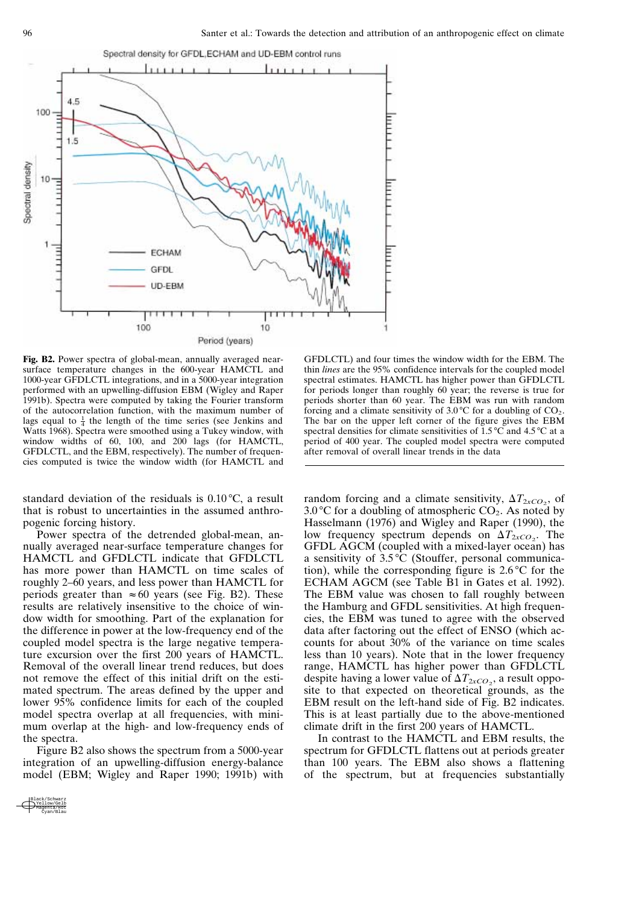**Fig. B2.** Power spectra of global-mean, annually averaged near-surface temperature changes in the 600-year HAMCTL and 1000-year GFDLCTL integrations, and in a 5000-year integration performed with an upwelling-diffusion EBM (Wigley and Raper 1991b). Spectra were computed by taking the Fourier transform of the autocorrelation function, with the maximum number of lags equal to $\frac{1}{4}$ the length of the time series (see Jenkins and Watts 1968). Spectra were smoothed using a Tukey window, with window widths of 60, 100, and 200 lags (for HAMCTL, GFDLCTL, and the EBM, respectively). The number of frequencies computed is twice the window width (for HAMCTL and GFDLCTL) and four times the window width for the EBM. The thin *lines* are the 95% confidence intervals for the coupled model spectral estimates. HAMCTL has higher power than GFDLCTL for periods longer than roughly 60 year; the reverse is true for periods shorter than 60 year. The EBM was run with random forcing and a climate sensitivity of 3.0 °C for a doubling of $CO_2$. The bar on the upper left corner of the figure gives the EBM spectral densities for climate sensitivities of 1.5 °C and 4.5 °C at a period of 400 year. The coupled model spectra were computed after removal of overall linear trends in the data

standard deviation of the residuals is 0.10 °C, a result that is robust to uncertainties in the assumed anthropogenic forcing history.

Power spectra of the detrended global-mean, annually averaged near-surface temperature changes for HAMCTL and GFDLCTL indicate that GFDLCTL has more power than HAMCTL on time scales of roughly 2–60 years, and less power than HAMCTL for periods greater than $\approx 60$ years (see Fig. B2). These results are relatively insensitive to the choice of window width for smoothing. Part of the explanation for the difference in power at the low-frequency end of the coupled model spectra is the large negative temperature excursion over the first 200 years of HAMCTL. Removal of the overall linear trend reduces, but does not remove the effect of this initial drift on the estimated spectrum. The areas defined by the upper and lower 95% confidence limits for each of the coupled model spectra overlap at all frequencies, with minimum overlap at the high- and low-frequency ends of the spectra.

Figure B2 also shows the spectrum from a 5000-year integration of an upwelling-diffusion energy-balance model (EBM; Wigley and Raper 1990; 1991b) with random forcing and a climate sensitivity, $\Delta T_{2xCO_2}$, of 3.0 °C for a doubling of atmospheric $CO_2$. As noted by Hasselmann (1976) and Wigley and Raper (1990), the low frequency spectrum depends on $\Delta T_{2xCO_2}$. The GFDL AGCM (coupled with a mixed-layer ocean) has a sensitivity of 3.5 °C (Stouffer, personal communication), while the corresponding figure is 2.6 °C for the ECHAM AGCM (see Table B1 in Gates et al. 1992). The EBM value was chosen to fall roughly between the Hamburg and GFDL sensitivities. At high frequencies, the EBM was tuned to agree with the observed data after factoring out the effect of ENSO (which accounts for about 30% of the variance on time scales less than 10 years). Note that in the lower frequency range, HAMCTL has higher power than GFDLCTL despite having a lower value of $\Delta T_{2xCO_2}$, a result opposite to that expected on theoretical grounds, as the EBM result on the left-hand side of Fig. B2 indicates. This is at least partially due to the above-mentioned climate drift in the first 200 years of HAMCTL.

In contrast to the HAMCTL and EBM results, the spectrum for GFDLCTL flattens out at periods greater than 100 years. The EBM also shows a flattening of the spectrum, but at frequencies substantially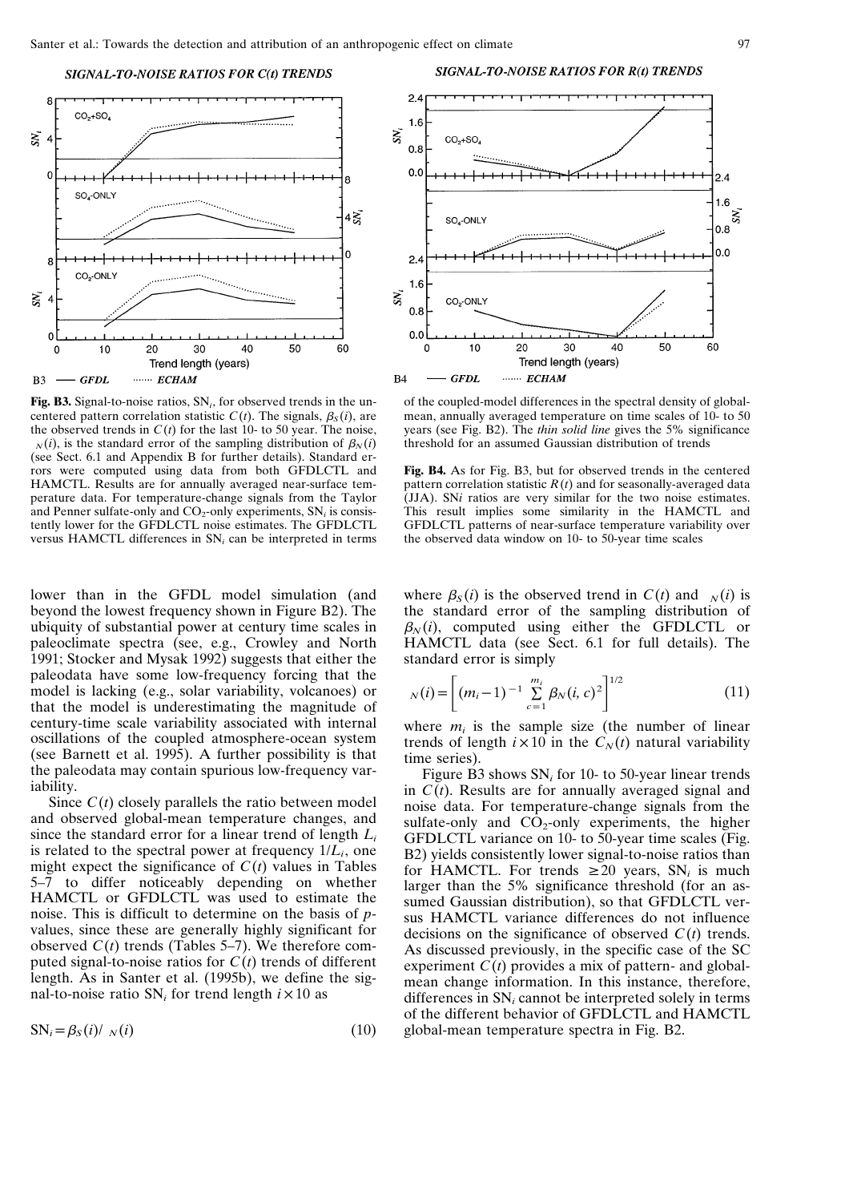**SIGNAL-TO-NOISE RATIOS FOR C(t) TRENDS**

**SIGNAL-TO-NOISE RATIOS FOR R(t) TRENDS**

**Fig. B3.** Signal-to-noise ratios, $SN_i$, for observed trends in the uncentered pattern correlation statistic $C(t)$. The signals, $\beta_S(i)$, are the observed trends in $C(t)$ for the last 10- to 50 year. The noise, $\sigma_N(i)$, is the standard error of the sampling distribution of $\beta_N(i)$ (see Sect. 6.1 and Appendix B for further details). Standard errors were computed using data from both GFDLCTL and HAMCTL. Results are for annually averaged near-surface temperature data. For temperature-change signals from the Taylor and Penner sulfate-only and $CO_2$-only experiments, $SN_i$ is consistently lower for the GFDLCTL noise estimates. The GFDLCTL versus HAMCTL differences in $SN_i$ can be interpreted in terms of the coupled-model differences in the spectral density of global-mean, annually averaged temperature on time scales of 10- to 50 years (see Fig. B2). The *thin solid line* gives the 5% significance threshold for an assumed Gaussian distribution of trends

**Fig. B4.** As for Fig. B3, but for observed trends in the centered pattern correlation statistic $R(t)$ and for seasonally-averaged data (JJA). SN*i* ratios are very similar for the two noise estimates. This result implies some similarity in the HAMCTL and GFDLCTL patterns of near-surface temperature variability over the observed data window on 10- to 50-year time scales

lower than in the GFDL model simulation (and beyond the lowest frequency shown in Figure B2). The ubiquity of substantial power at century time scales in paleoclimate spectra (see, e.g., Crowley and North 1991; Stocker and Mysak 1992) suggests that either the paleodata have some low-frequency forcing that the model is lacking (e.g., solar variability, volcanoes) or that the model is underestimating the magnitude of century-time scale variability associated with internal oscillations of the coupled atmosphere-ocean system (see Barnett et al. 1995). A further possibility is that the paleodata may contain spurious low-frequency variability.

Since $C(t)$ closely parallels the ratio between model and observed global-mean temperature changes, and since the standard error for a linear trend of length $L_i$ is related to the spectral power at frequency $1/L_i$, one might expect the significance of $C(t)$ values in Tables 5–7 to differ noticeably depending on whether HAMCTL or GFDLCTL was used to estimate the noise. This is difficult to determine on the basis of *p*-values, since these are generally highly significant for observed $C(t)$ trends (Tables 5–7). We therefore computed signal-to-noise ratios for $C(t)$ trends of different length. As in Santer et al. (1995b), we define the signal-to-noise ratio $SN_i$ for trend length $i \times 10$ as

$$SN_i = \beta_S(i) / \sigma_N(i) \tag{10}$$

where $\beta_S(i)$ is the observed trend in $C(t)$ and $\sigma_N(i)$ is the standard error of the sampling distribution of $\beta_N(i)$, computed using either the GFDLCTL or HAMCTL data (see Sect. 6.1 for full details). The standard error is simply

$$\sigma_N(i) = \left[ (m_i - 1)^{-1} \sum_{c=1}^{m_i} \beta_N(i, c)^2 \right]^{1/2} \tag{11}$$

where $m_i$ is the sample size (the number of linear trends of length $i \times 10$ in the $C_N(t)$ natural variability time series).

Figure B3 shows $SN_i$ for 10- to 50-year linear trends in $C(t)$. Results are for annually averaged signal and noise data. For temperature-change signals from the sulfate-only and $CO_2$-only experiments, the higher GFDLCTL variance on 10- to 50-year time scales (Fig. B2) yields consistently lower signal-to-noise ratios than for HAMCTL. For trends $\geq 20$ years, $SN_i$ is much larger than the 5% significance threshold (for an assumed Gaussian distribution), so that GFDLCTL versus HAMCTL variance differences do not influence decisions on the significance of observed $C(t)$ trends. As discussed previously, in the specific case of the SC experiment $C(t)$ provides a mix of pattern- and global-mean change information. In this instance, therefore, differences in $SN_i$ cannot be interpreted solely in terms of the different behavior of GFDLCTL and HAMCTL global-mean temperature spectra in Fig. B2.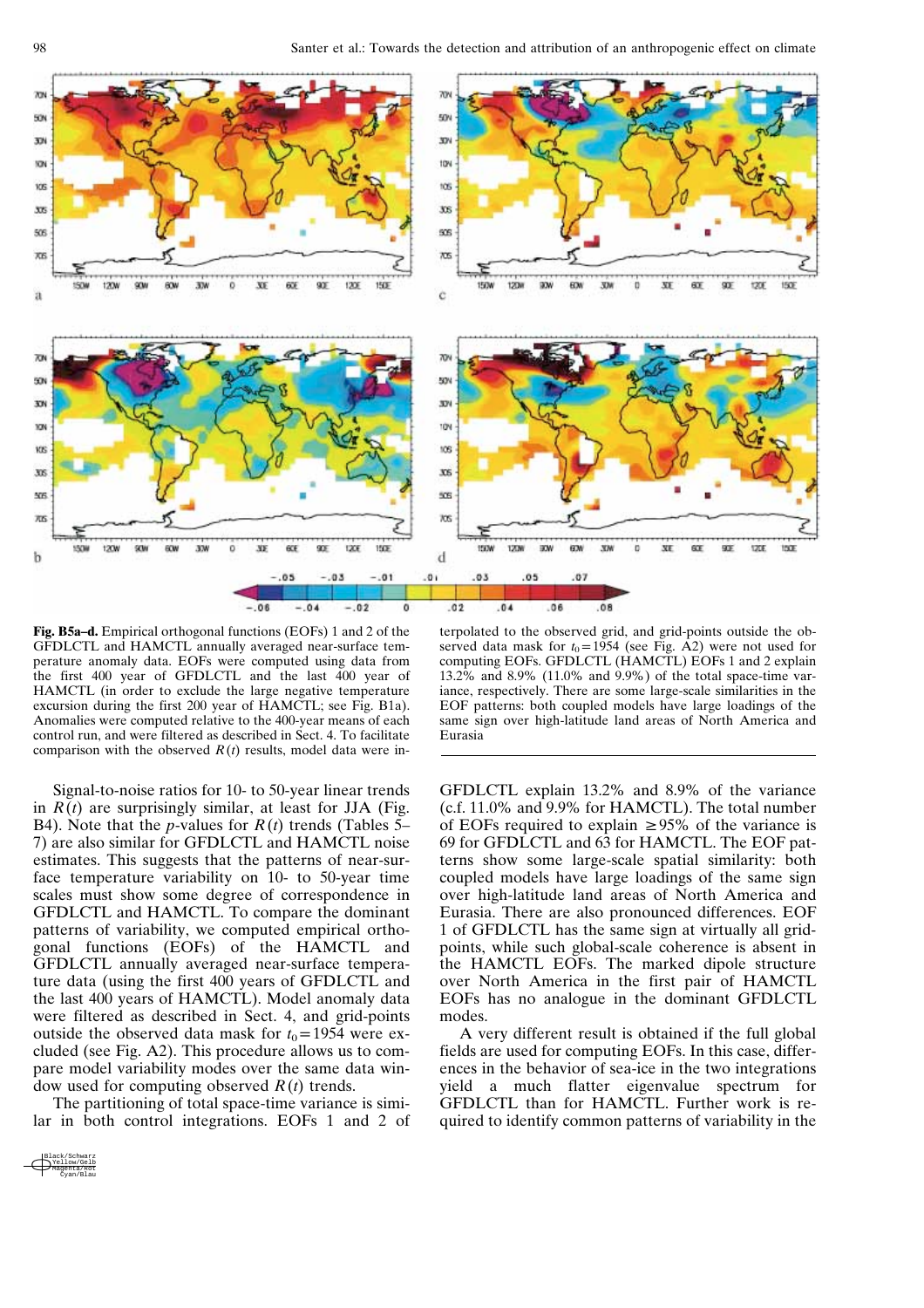**Fig. B5a–d.** Empirical orthogonal functions (EOFs) 1 and 2 of the GFDLCTL and HAMCTL annually averaged near-surface temperature anomaly data. EOFs were computed using data from the first 400 year of GFDLCTL and the last 400 year of HAMCTL (in order to exclude the large negative temperature excursion during the first 200 year of HAMCTL; see Fig. B1a). Anomalies were computed relative to the 400-year means of each control run, and were filtered as described in Sect. 4. To facilitate comparison with the observed $R(t)$ results, model data were interpolated to the observed grid, and grid-points outside the observed data mask for $t_0 = 1954$ (see Fig. A2) were not used for computing EOFs. GFDLCTL (HAMCTL) EOFs 1 and 2 explain 13.2% and 8.9% (11.0% and 9.9%) of the total space-time variance, respectively. There are some large-scale similarities in the EOF patterns: both coupled models have large loadings of the same sign over high-latitude land areas of North America and Eurasia

Signal-to-noise ratios for 10- to 50-year linear trends in $R(t)$ are surprisingly similar, at least for JJA (Fig. B4). Note that the $p$-values for $R(t)$ trends (Tables 5–7) are also similar for GFDLCTL and HAMCTL noise estimates. This suggests that the patterns of near-surface temperature variability on 10- to 50-year time scales must show some degree of correspondence in GFDLCTL and HAMCTL. To compare the dominant patterns of variability, we computed empirical orthogonal functions (EOFs) of the HAMCTL and GFDLCTL annually averaged near-surface temperature data (using the first 400 years of GFDLCTL and the last 400 years of HAMCTL). Model anomaly data were filtered as described in Sect. 4, and grid-points outside the observed data mask for $t_0 = 1954$ were excluded (see Fig. A2). This procedure allows us to compare model variability modes over the same data window used for computing observed $R(t)$ trends.

The partitioning of total space-time variance is similar in both control integrations. EOFs 1 and 2 of GFDLCTL explain 13.2% and 8.9% of the variance (c.f. 11.0% and 9.9% for HAMCTL). The total number of EOFs required to explain $\geq 95\%$ of the variance is 69 for GFDLCTL and 63 for HAMCTL. The EOF patterns show some large-scale spatial similarity: both coupled models have large loadings of the same sign over high-latitude land areas of North America and Eurasia. There are also pronounced differences. EOF 1 of GFDLCTL has the same sign at virtually all grid-points, while such global-scale coherence is absent in the HAMCTL EOFs. The marked dipole structure over North America in the first pair of HAMCTL EOFs has no analogue in the dominant GFDLCTL modes.

A very different result is obtained if the full global fields are used for computing EOFs. In this case, differences in the behavior of sea-ice in the two integrations yield a much flatter eigenvalue spectrum for GFDLCTL than for HAMCTL. Further work is required to identify common patterns of variability in the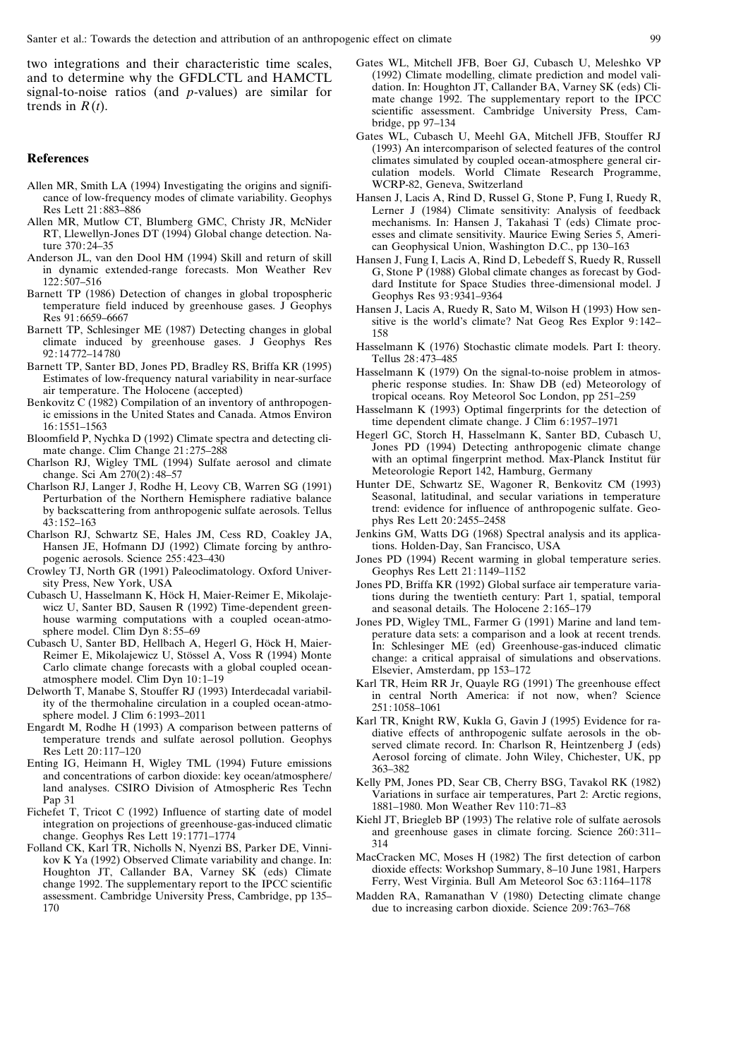two integrations and their characteristic time scales, and to determine why the GFDLCTL and HAMCTL signal-to-noise ratios (and $p$-values) are similar for trends in $R(t)$.

## References

Allen MR, Smith LA (1994) Investigating the origins and significance of low-frequency modes of climate variability. Geophys Res Lett 21:883–886

Allen MR, Mutlow CT, Blumberg GMC, Christy JR, McNider RT, Llewellyn-Jones DT (1994) Global change detection. Nature 370:24–35

Anderson JL, van den Dool HM (1994) Skill and return of skill in dynamic extended-range forecasts. Mon Weather Rev 122:507–516

Barnett TP (1986) Detection of changes in global tropospheric temperature field induced by greenhouse gases. J Geophys Res 91:6659–6667

Barnett TP, Schlesinger ME (1987) Detecting changes in global climate induced by greenhouse gases. J Geophys Res 92:14772–14780

Barnett TP, Santer BD, Jones PD, Bradley RS, Briffa KR (1995) Estimates of low-frequency natural variability in near-surface air temperature. The Holocene (accepted)

Benkovitz C (1982) Compilation of an inventory of anthropogenic emissions in the United States and Canada. Atmos Environ 16:1551–1563

Bloomfield P, Nychka D (1992) Climate spectra and detecting climate change. Clim Change 21:275–288

Charlson RJ, Wigley TML (1994) Sulfate aerosol and climate change. Sci Am 270(2):48–57

Charlson RJ, Langer J, Rodhe H, Leovy CB, Warren SG (1991) Perturbation of the Northern Hemisphere radiative balance by backscattering from anthropogenic sulfate aerosols. Tellus 43:152–163

Charlson RJ, Schwartz SE, Hales JM, Cess RD, Coakley JA, Hansen JE, Hofmann DJ (1992) Climate forcing by anthropogenic aerosols. Science 255:423–430

Crowley TJ, North GR (1991) Paleoclimatology. Oxford University Press, New York, USA

Cubasch U, Hasselmann K, Höck H, Maier-Reimer E, Mikolajewicz U, Santer BD, Sausen R (1992) Time-dependent greenhouse warming computations with a coupled ocean-atmosphere model. Clim Dyn 8:55–69

Cubasch U, Santer BD, Hellbach A, Hegerl G, Höck H, Maier-Reimer E, Mikolajewicz U, Stössel A, Voss R (1994) Monte Carlo climate change forecasts with a global coupled ocean-atmosphere model. Clim Dyn 10:1–19

Delworth T, Manabe S, Stouffer RJ (1993) Interdecadal variability of the thermohaline circulation in a coupled ocean-atmosphere model. J Clim 6:1993–2011

Engardt M, Rodhe H (1993) A comparison between patterns of temperature trends and sulfate aerosol pollution. Geophys Res Lett 20:117–120

Enting IG, Heimann H, Wigley TML (1994) Future emissions and concentrations of carbon dioxide: key ocean/atmosphere/land analyses. CSIRO Division of Atmospheric Res Techn Pap 31

Fichefet T, Tricot C (1992) Influence of starting date of model integration on projections of greenhouse-gas-induced climatic change. Geophys Res Lett 19:1771–1774

Folland CK, Karl TR, Nicholls N, Nyenzi BS, Parker DE, Vinnikov K Ya (1992) Observed Climate variability and change. In: Houghton JT, Callander BA, Varney SK (eds) Climate change 1992. The supplementary report to the IPCC scientific assessment. Cambridge University Press, Cambridge, pp 135–170

Gates WL, Mitchell JFB, Boer GJ, Cubasch U, Meleshko VP (1992) Climate modelling, climate prediction and model validation. In: Houghton JT, Callander BA, Varney SK (eds) Climate change 1992. The supplementary report to the IPCC scientific assessment. Cambridge University Press, Cambridge, pp 97–134

Gates WL, Cubasch U, Meehl GA, Mitchell JFB, Stouffer RJ (1993) An intercomparison of selected features of the control climates simulated by coupled ocean-atmosphere general circulation models. World Climate Research Programme, WCRP-82, Geneva, Switzerland

Hansen J, Lacis A, Rind D, Russel G, Stone P, Fung I, Ruedy R, Lerner J (1984) Climate sensitivity: Analysis of feedback mechanisms. In: Hansen J, Takahasi T (eds) Climate processes and climate sensitivity. Maurice Ewing Series 5, American Geophysical Union, Washington D.C., pp 130–163

Hansen J, Fung I, Lacis A, Rind D, Lebedeff S, Ruedy R, Russell G, Stone P (1988) Global climate changes as forecast by Goddard Institute for Space Studies three-dimensional model. J Geophys Res 93:9341–9364

Hansen J, Lacis A, Ruedy R, Sato M, Wilson H (1993) How sensitive is the world's climate? Nat Geog Res Explor 9:142–158

Hasselmann K (1976) Stochastic climate models. Part I: theory. Tellus 28:473–485

Hasselmann K (1979) On the signal-to-noise problem in atmospheric response studies. In: Shaw DB (ed) Meteorology of tropical oceans. Roy Meteorol Soc London, pp 251–259

Hasselmann K (1993) Optimal fingerprints for the detection of time dependent climate change. J Clim 6:1957–1971

Hegerl GC, Storch H, Hasselmann K, Santer BD, Cubasch U, Jones PD (1994) Detecting anthropogenic climate change with an optimal fingerprint method. Max-Planck Institut für Meteorologie Report 142, Hamburg, Germany

Hunter DE, Schwartz SE, Wagoner R, Benkovitz CM (1993) Seasonal, latitudinal, and secular variations in temperature trend: evidence for influence of anthropogenic sulfate. Geophys Res Lett 20:2455–2458

Jenkins GM, Watts DG (1968) Spectral analysis and its applications. Holden-Day, San Francisco, USA

Jones PD (1994) Recent warming in global temperature series. Geophys Res Lett 21:1149–1152

Jones PD, Briffa KR (1992) Global surface air temperature variations during the twentieth century: Part 1, spatial, temporal and seasonal details. The Holocene 2:165–179

Jones PD, Wigley TML, Farmer G (1991) Marine and land temperature data sets: a comparison and a look at recent trends. In: Schlesinger ME (ed) Greenhouse-gas-induced climatic change: a critical appraisal of simulations and observations. Elsevier, Amsterdam, pp 153–172

Karl TR, Heim RR Jr, Quayle RG (1991) The greenhouse effect in central North America: if not now, when? Science 251:1058–1061

Karl TR, Knight RW, Kukla G, Gavin J (1995) Evidence for radiative effects of anthropogenic sulfate aerosols in the observed climate record. In: Charlson R, Heintzenberg J (eds) Aerosol forcing of climate. John Wiley, Chichester, UK, pp 363–382

Kelly PM, Jones PD, Sear CB, Cherry BSG, Tavakol RK (1982) Variations in surface air temperatures, Part 2: Arctic regions, 1881–1980. Mon Weather Rev 110:71–83

Kiehl JT, Briegleb BP (1993) The relative role of sulfate aerosols and greenhouse gases in climate forcing. Science 260:311–314

MacCracken MC, Moses H (1982) The first detection of carbon dioxide effects: Workshop Summary, 8–10 June 1981, Harpers Ferry, West Virginia. Bull Am Meteorol Soc 63:1164–1178

Madden RA, Ramanathan V (1980) Detecting climate change due to increasing carbon dioxide. Science 209:763–768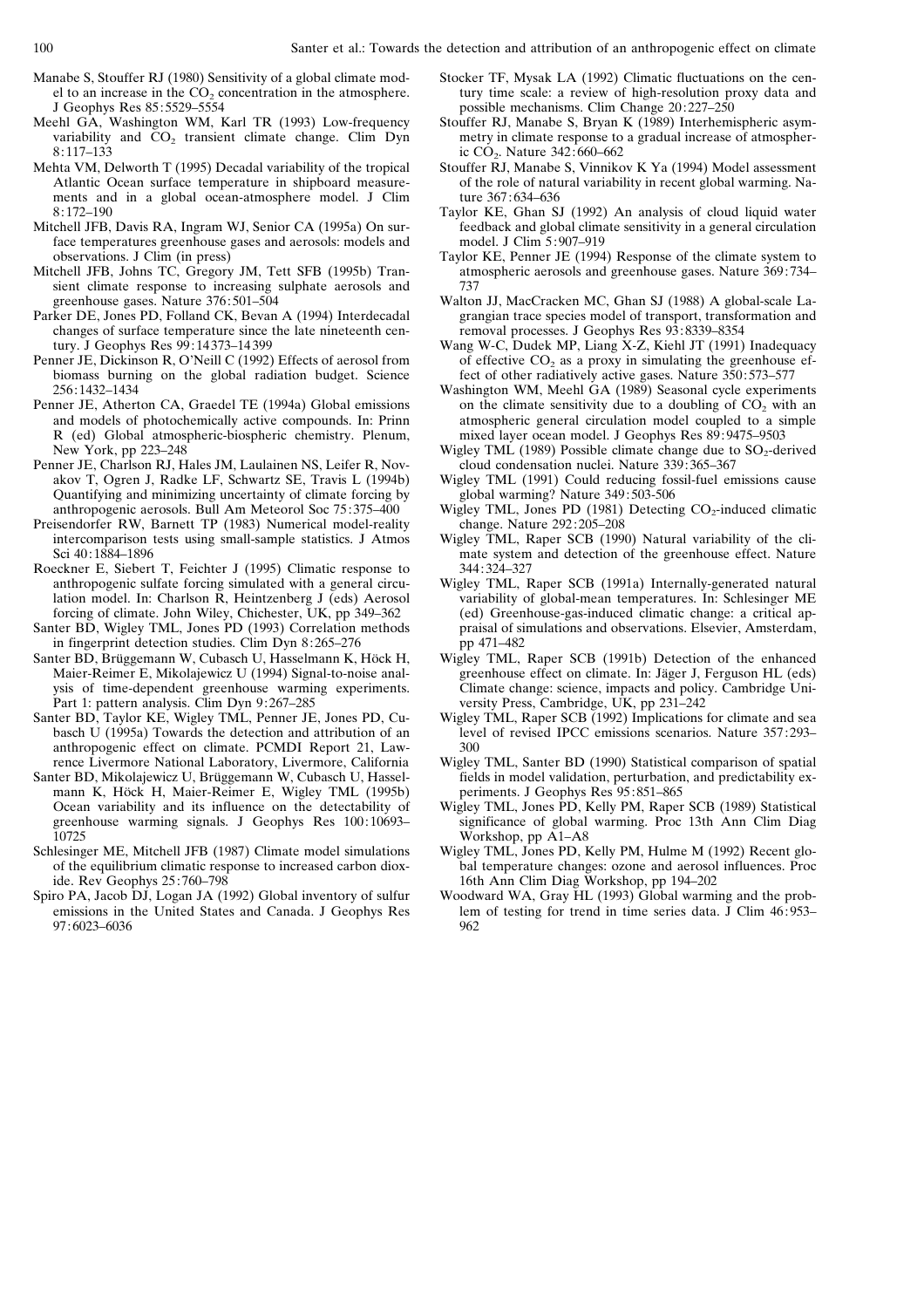Manabe S, Stouffer RJ (1980) Sensitivity of a global climate model to an increase in the $CO_2$ concentration in the atmosphere. J Geophys Res 85:5529–5554

Meehl GA, Washington WM, Karl TR (1993) Low-frequency variability and $CO_2$ transient climate change. Clim Dyn 8:117–133

Mehta VM, Delworth T (1995) Decadal variability of the tropical Atlantic Ocean surface temperature in shipboard measurements and in a global ocean-atmosphere model. J Clim 8:172–190

Mitchell JFB, Davis RA, Ingram WJ, Senior CA (1995a) On surface temperatures greenhouse gases and aerosols: models and observations. J Clim (in press)

Mitchell JFB, Johns TC, Gregory JM, Tett SFB (1995b) Transient climate response to increasing sulphate aerosols and greenhouse gases. Nature 376:501–504

Parker DE, Jones PD, Folland CK, Bevan A (1994) Interdecadal changes of surface temperature since the late nineteenth century. J Geophys Res 99:14373–14399

Penner JE, Dickinson R, O'Neill C (1992) Effects of aerosol from biomass burning on the global radiation budget. Science 256:1432–1434

Penner JE, Atherton CA, Graedel TE (1994a) Global emissions and models of photochemically active compounds. In: Prinn R (ed) Global atmospheric-biospheric chemistry. Plenum, New York, pp 223–248

Penner JE, Charlson RJ, Hales JM, Laulainen NS, Leifer R, Novakov T, Ogren J, Radke LF, Schwartz SE, Travis L (1994b) Quantifying and minimizing uncertainty of climate forcing by anthropogenic aerosols. Bull Am Meteorol Soc 75:375–400

Preisendorfer RW, Barnett TP (1983) Numerical model-reality intercomparison tests using small-sample statistics. J Atmos Sci 40:1884–1896

Roeckner E, Siebert T, Feichter J (1995) Climatic response to anthropogenic sulfate forcing simulated with a general circulation model. In: Charlson R, Heintzenberg J (eds) Aerosol forcing of climate. John Wiley, Chichester, UK, pp 349–362

Santer BD, Wigley TML, Jones PD (1993) Correlation methods in fingerprint detection studies. Clim Dyn 8:265–276

Santer BD, Brüggemann W, Cubasch U, Hasselmann K, Höck H, Maier-Reimer E, Mikolajewicz U (1994) Signal-to-noise analysis of time-dependent greenhouse warming experiments. Part 1: pattern analysis. Clim Dyn 9:267–285

Santer BD, Taylor KE, Wigley TML, Penner JE, Jones PD, Cubasch U (1995a) Towards the detection and attribution of an anthropogenic effect on climate. PCMDI Report 21, Lawrence Livermore National Laboratory, Livermore, California

Santer BD, Mikolajewicz U, Brüggemann W, Cubasch U, Hasselmann K, Höck H, Maier-Reimer E, Wigley TML (1995b) Ocean variability and its influence on the detectability of greenhouse warming signals. J Geophys Res 100:10693–10725

Schlesinger ME, Mitchell JFB (1987) Climate model simulations of the equilibrium climatic response to increased carbon dioxide. Rev Geophys 25:760–798

Spiro PA, Jacob DJ, Logan JA (1992) Global inventory of sulfur emissions in the United States and Canada. J Geophys Res 97:6023–6036

Stocker TF, Mysak LA (1992) Climatic fluctuations on the century time scale: a review of high-resolution proxy data and possible mechanisms. Clim Change 20:227–250

Stouffer RJ, Manabe S, Bryan K (1989) Interhemispheric asymmetry in climate response to a gradual increase of atmospheric $CO_2$. Nature 342:660–662

Stouffer RJ, Manabe S, Vinnikov K Ya (1994) Model assessment of the role of natural variability in recent global warming. Nature 367:634–636

Taylor KE, Ghan SJ (1992) An analysis of cloud liquid water feedback and global climate sensitivity in a general circulation model. J Clim 5:907–919

Taylor KE, Penner JE (1994) Response of the climate system to atmospheric aerosols and greenhouse gases. Nature 369:734–737

Walton JJ, MacCracken MC, Ghan SJ (1988) A global-scale Lagrangian trace species model of transport, transformation and removal processes. J Geophys Res 93:8339–8354

Wang W-C, Dudek MP, Liang X-Z, Kiehl JT (1991) Inadequacy of effective $CO_2$ as a proxy in simulating the greenhouse effect of other radiatively active gases. Nature 350:573–577

Washington WM, Meehl GA (1989) Seasonal cycle experiments on the climate sensitivity due to a doubling of $CO_2$ with an atmospheric general circulation model coupled to a simple mixed layer ocean model. J Geophys Res 89:9475–9503

Wigley TML (1989) Possible climate change due to $SO_2$-derived cloud condensation nuclei. Nature 339:365–367

Wigley TML (1991) Could reducing fossil-fuel emissions cause global warming? Nature 349:503-506

Wigley TML, Jones PD (1981) Detecting $CO_2$-induced climatic change. Nature 292:205–208

Wigley TML, Raper SCB (1990) Natural variability of the climate system and detection of the greenhouse effect. Nature 344:324–327

Wigley TML, Raper SCB (1991a) Internally-generated natural variability of global-mean temperatures. In: Schlesinger ME (ed) Greenhouse-gas-induced climatic change: a critical appraisal of simulations and observations. Elsevier, Amsterdam, pp 471–482

Wigley TML, Raper SCB (1991b) Detection of the enhanced greenhouse effect on climate. In: Jäger J, Ferguson HL (eds) Climate change: science, impacts and policy. Cambridge University Press, Cambridge, UK, pp 231–242

Wigley TML, Raper SCB (1992) Implications for climate and sea level of revised IPCC emissions scenarios. Nature 357:293–300

Wigley TML, Santer BD (1990) Statistical comparison of spatial fields in model validation, perturbation, and predictability experiments. J Geophys Res 95:851–865

Wigley TML, Jones PD, Kelly PM, Raper SCB (1989) Statistical significance of global warming. Proc 13th Ann Clim Diag Workshop, pp A1–A8

Wigley TML, Jones PD, Kelly PM, Hulme M (1992) Recent global temperature changes: ozone and aerosol influences. Proc 16th Ann Clim Diag Workshop, pp 194–202

Woodward WA, Gray HL (1993) Global warming and the problem of testing for trend in time series data. J Clim 46:953–962